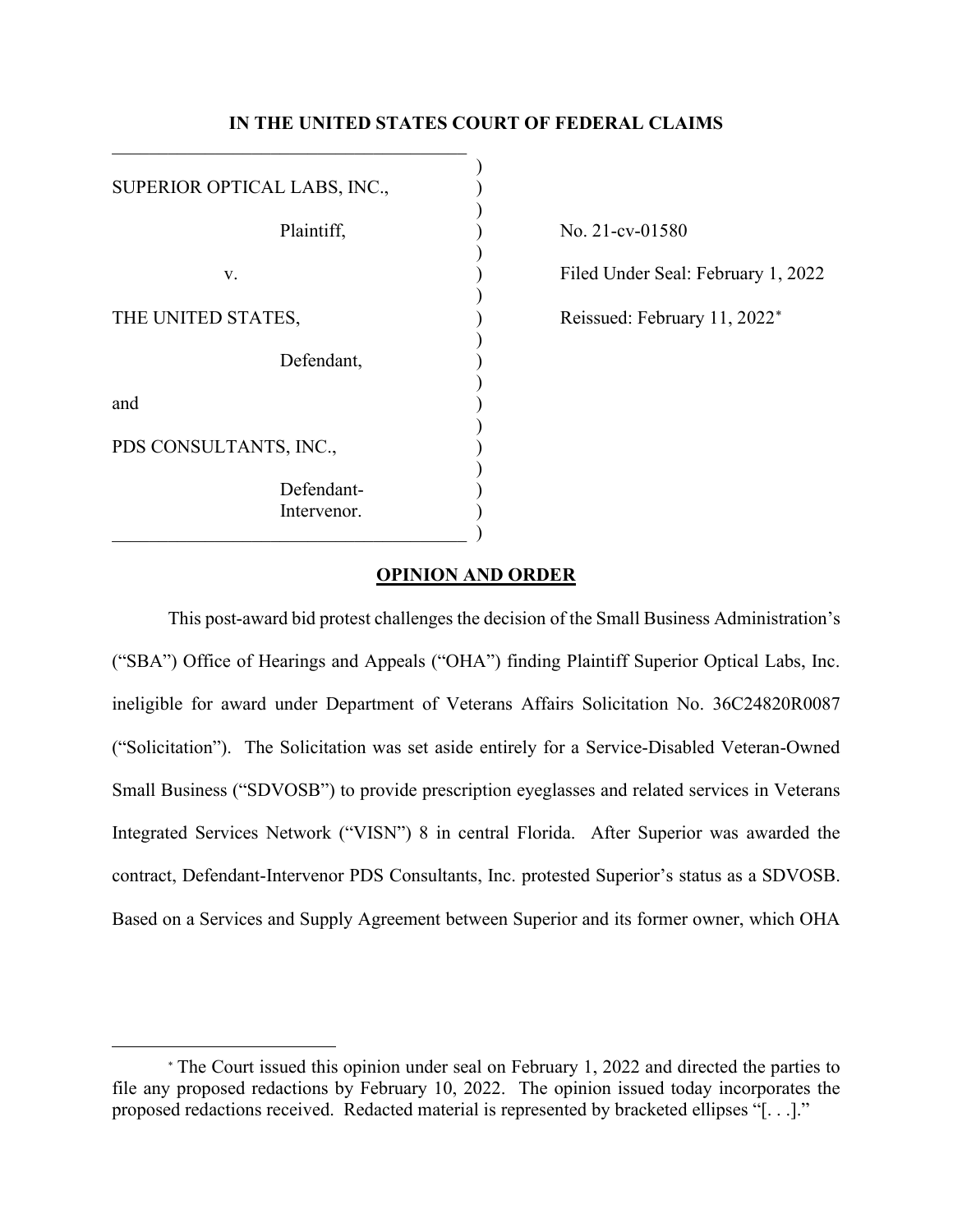**IN THE UNITED STATES COURT OF FEDERAL CLAIMS**

| | |
|---|---|
| SUPERIOR OPTICAL LABS, INC.,<br><br>Plaintiff,<br><br>v.<br><br>THE UNITED STATES,<br><br>Defendant,<br><br>and<br><br>PDS CONSULTANTS, INC.,<br><br>Defendant-Intervenor. | No. 21-cv-01580<br><br>Filed Under Seal: February 1, 2022<br><br>Reissued: February 11, 2022* |

## OPINION AND ORDER

This post-award bid protest challenges the decision of the Small Business Administration's ("SBA") Office of Hearings and Appeals ("OHA") finding Plaintiff Superior Optical Labs, Inc. ineligible for award under Department of Veterans Affairs Solicitation No. 36C24820R0087 ("Solicitation"). The Solicitation was set aside entirely for a Service-Disabled Veteran-Owned Small Business ("SDVOSB") to provide prescription eyeglasses and related services in Veterans Integrated Services Network ("VISN") 8 in central Florida. After Superior was awarded the contract, Defendant-Intervenor PDS Consultants, Inc. protested Superior's status as a SDVOSB. Based on a Services and Supply Agreement between Superior and its former owner, which OHA

* The Court issued this opinion under seal on February 1, 2022 and directed the parties to file any proposed redactions by February 10, 2022. The opinion issued today incorporates the proposed redactions received. Redacted material is represented by bracketed ellipses "[. . .]."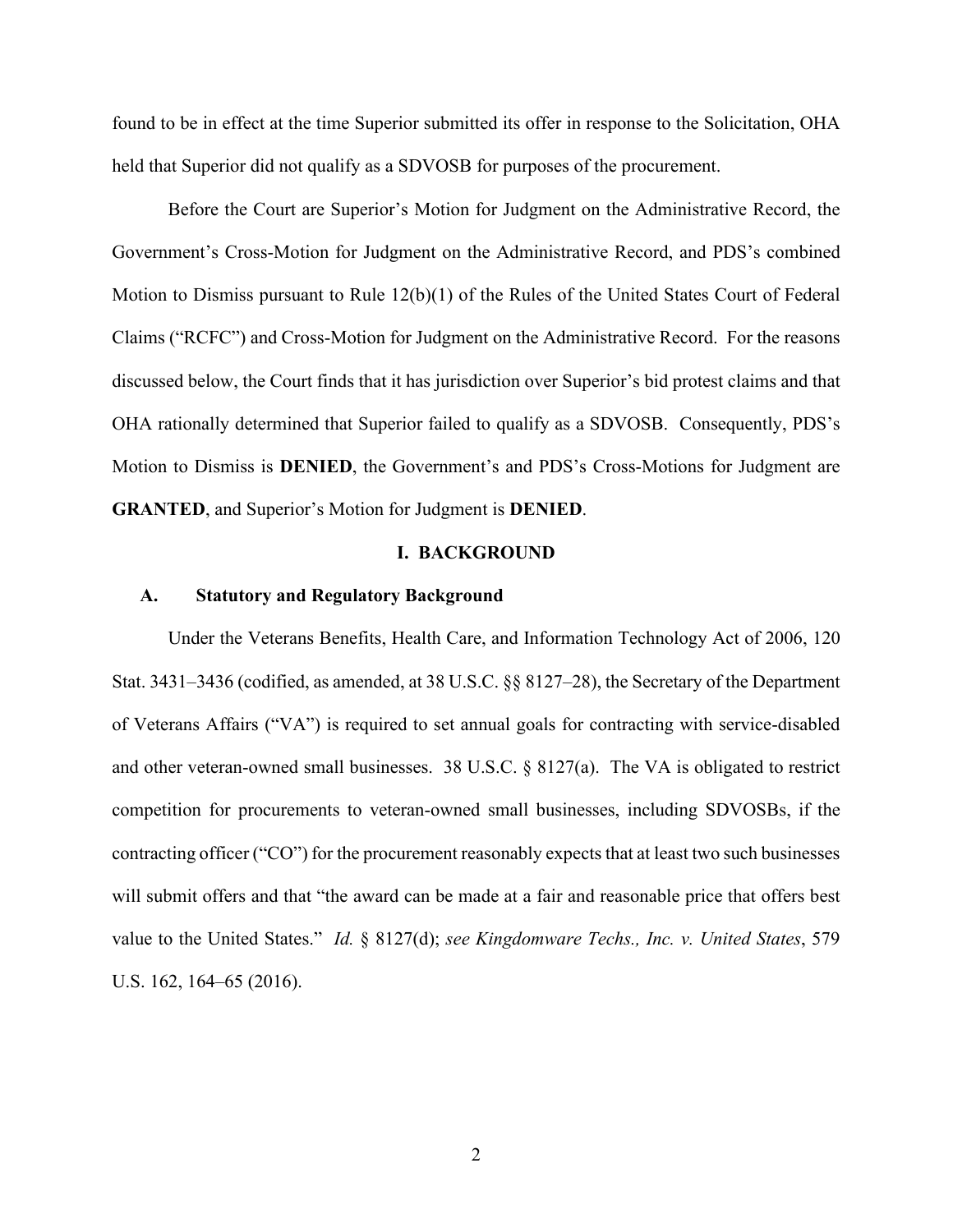found to be in effect at the time Superior submitted its offer in response to the Solicitation, OHA held that Superior did not qualify as a SDVOSB for purposes of the procurement.

Before the Court are Superior's Motion for Judgment on the Administrative Record, the Government's Cross-Motion for Judgment on the Administrative Record, and PDS's combined Motion to Dismiss pursuant to Rule 12(b)(1) of the Rules of the United States Court of Federal Claims ("RCFC") and Cross-Motion for Judgment on the Administrative Record. For the reasons discussed below, the Court finds that it has jurisdiction over Superior's bid protest claims and that OHA rationally determined that Superior failed to qualify as a SDVOSB. Consequently, PDS's Motion to Dismiss is **DENIED**, the Government's and PDS's Cross-Motions for Judgment are **GRANTED**, and Superior's Motion for Judgment is **DENIED**.

## I. BACKGROUND

### A. Statutory and Regulatory Background

Under the Veterans Benefits, Health Care, and Information Technology Act of 2006, 120 Stat. 3431–3436 (codified, as amended, at 38 U.S.C. §§ 8127–28), the Secretary of the Department of Veterans Affairs ("VA") is required to set annual goals for contracting with service-disabled and other veteran-owned small businesses. 38 U.S.C. § 8127(a). The VA is obligated to restrict competition for procurements to veteran-owned small businesses, including SDVOSBs, if the contracting officer ("CO") for the procurement reasonably expects that at least two such businesses will submit offers and that "the award can be made at a fair and reasonable price that offers best value to the United States." *Id.* § 8127(d); *see Kingdomware Techs., Inc. v. United States*, 579 U.S. 162, 164–65 (2016).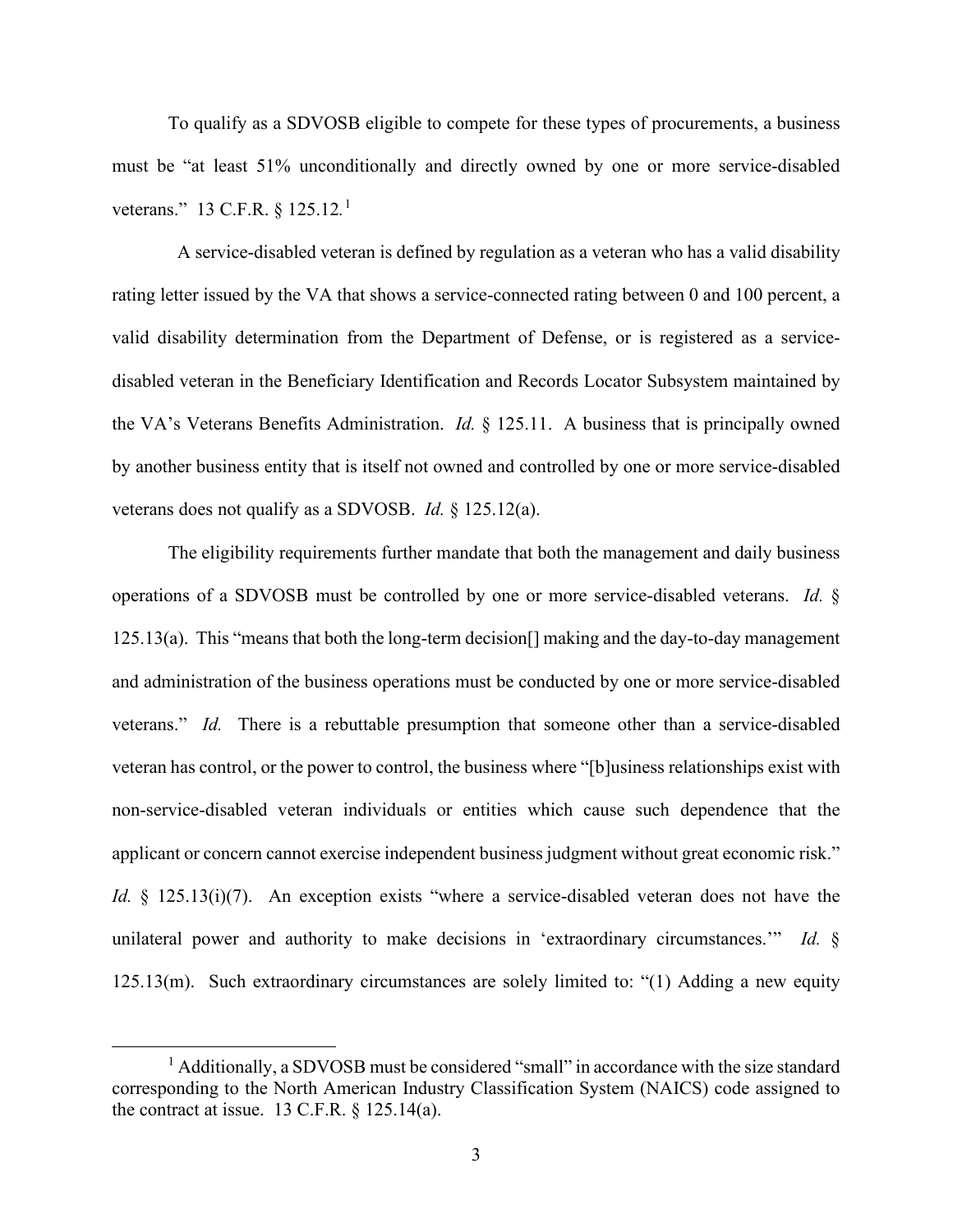To qualify as a SDVOSB eligible to compete for these types of procurements, a business must be "at least 51% unconditionally and directly owned by one or more service-disabled veterans." 13 C.F.R. § 125.12.[1]

A service-disabled veteran is defined by regulation as a veteran who has a valid disability rating letter issued by the VA that shows a service-connected rating between 0 and 100 percent, a valid disability determination from the Department of Defense, or is registered as a service-disabled veteran in the Beneficiary Identification and Records Locator Subsystem maintained by the VA's Veterans Benefits Administration. *Id.* § 125.11. A business that is principally owned by another business entity that is itself not owned and controlled by one or more service-disabled veterans does not qualify as a SDVOSB. *Id.* § 125.12(a).

The eligibility requirements further mandate that both the management and daily business operations of a SDVOSB must be controlled by one or more service-disabled veterans. *Id.* § 125.13(a). This "means that both the long-term decision[] making and the day-to-day management and administration of the business operations must be conducted by one or more service-disabled veterans." *Id.* There is a rebuttable presumption that someone other than a service-disabled veteran has control, or the power to control, the business where "[b]usiness relationships exist with non-service-disabled veteran individuals or entities which cause such dependence that the applicant or concern cannot exercise independent business judgment without great economic risk." *Id.* § 125.13(i)(7). An exception exists "where a service-disabled veteran does not have the unilateral power and authority to make decisions in 'extraordinary circumstances.'" *Id.* § 125.13(m). Such extraordinary circumstances are solely limited to: "(1) Adding a new equity

---

[1] Additionally, a SDVOSB must be considered "small" in accordance with the size standard corresponding to the North American Industry Classification System (NAICS) code assigned to the contract at issue. 13 C.F.R. § 125.14(a).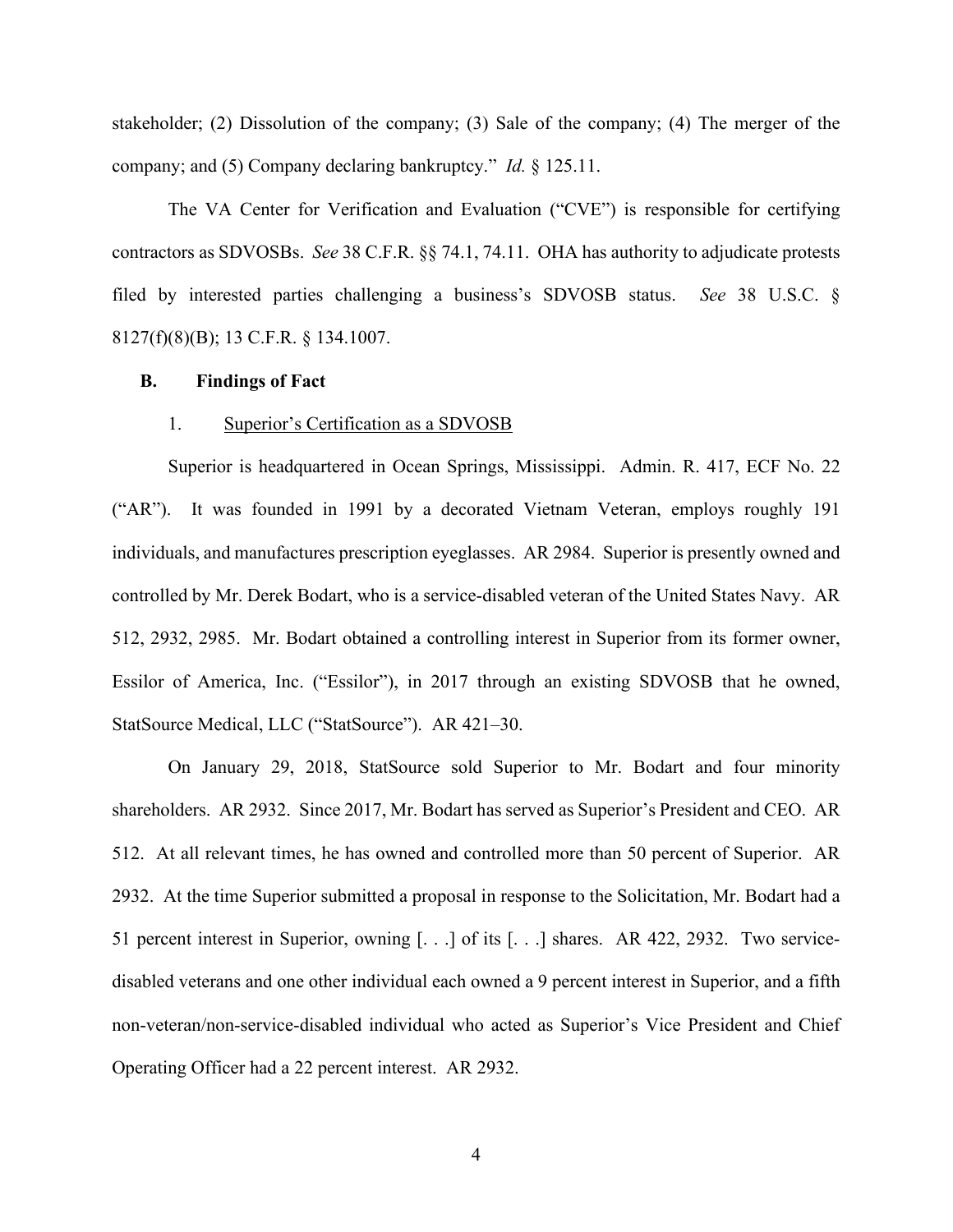stakeholder; (2) Dissolution of the company; (3) Sale of the company; (4) The merger of the company; and (5) Company declaring bankruptcy." *Id.* § 125.11.

The VA Center for Verification and Evaluation ("CVE") is responsible for certifying contractors as SDVOSBs. *See* 38 C.F.R. §§ 74.1, 74.11. OHA has authority to adjudicate protests filed by interested parties challenging a business's SDVOSB status. *See* 38 U.S.C. § 8127(f)(8)(B); 13 C.F.R. § 134.1007.

### B. Findings of Fact

#### 1. Superior's Certification as a SDVOSB

Superior is headquartered in Ocean Springs, Mississippi. Admin. R. 417, ECF No. 22 ("AR"). It was founded in 1991 by a decorated Vietnam Veteran, employs roughly 191 individuals, and manufactures prescription eyeglasses. AR 2984. Superior is presently owned and controlled by Mr. Derek Bodart, who is a service-disabled veteran of the United States Navy. AR 512, 2932, 2985. Mr. Bodart obtained a controlling interest in Superior from its former owner, Essilor of America, Inc. ("Essilor"), in 2017 through an existing SDVOSB that he owned, StatSource Medical, LLC ("StatSource"). AR 421–30.

On January 29, 2018, StatSource sold Superior to Mr. Bodart and four minority shareholders. AR 2932. Since 2017, Mr. Bodart has served as Superior's President and CEO. AR 512. At all relevant times, he has owned and controlled more than 50 percent of Superior. AR 2932. At the time Superior submitted a proposal in response to the Solicitation, Mr. Bodart had a 51 percent interest in Superior, owning [. . .] of its [. . .] shares. AR 422, 2932. Two service-disabled veterans and one other individual each owned a 9 percent interest in Superior, and a fifth non-veteran/non-service-disabled individual who acted as Superior's Vice President and Chief Operating Officer had a 22 percent interest. AR 2932.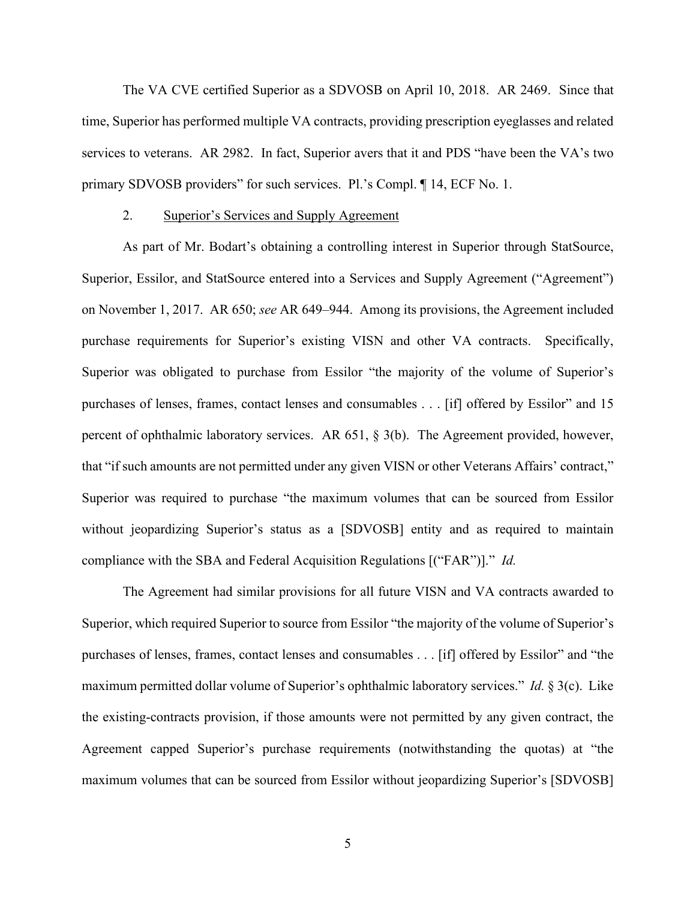The VA CVE certified Superior as a SDVOSB on April 10, 2018. AR 2469. Since that time, Superior has performed multiple VA contracts, providing prescription eyeglasses and related services to veterans. AR 2982. In fact, Superior avers that it and PDS "have been the VA's two primary SDVOSB providers" for such services. Pl.'s Compl. ¶ 14, ECF No. 1.

2. Superior's Services and Supply Agreement

As part of Mr. Bodart's obtaining a controlling interest in Superior through StatSource, Superior, Essilor, and StatSource entered into a Services and Supply Agreement ("Agreement") on November 1, 2017. AR 650; *see* AR 649–944. Among its provisions, the Agreement included purchase requirements for Superior's existing VISN and other VA contracts. Specifically, Superior was obligated to purchase from Essilor "the majority of the volume of Superior's purchases of lenses, frames, contact lenses and consumables . . . [if] offered by Essilor" and 15 percent of ophthalmic laboratory services. AR 651, § 3(b). The Agreement provided, however, that "if such amounts are not permitted under any given VISN or other Veterans Affairs' contract," Superior was required to purchase "the maximum volumes that can be sourced from Essilor without jeopardizing Superior's status as a [SDVOSB] entity and as required to maintain compliance with the SBA and Federal Acquisition Regulations [("FAR")]." *Id.*

The Agreement had similar provisions for all future VISN and VA contracts awarded to Superior, which required Superior to source from Essilor "the majority of the volume of Superior's purchases of lenses, frames, contact lenses and consumables . . . [if] offered by Essilor" and "the maximum permitted dollar volume of Superior's ophthalmic laboratory services." *Id.* § 3(c). Like the existing-contracts provision, if those amounts were not permitted by any given contract, the Agreement capped Superior's purchase requirements (notwithstanding the quotas) at "the maximum volumes that can be sourced from Essilor without jeopardizing Superior's [SDVOSB]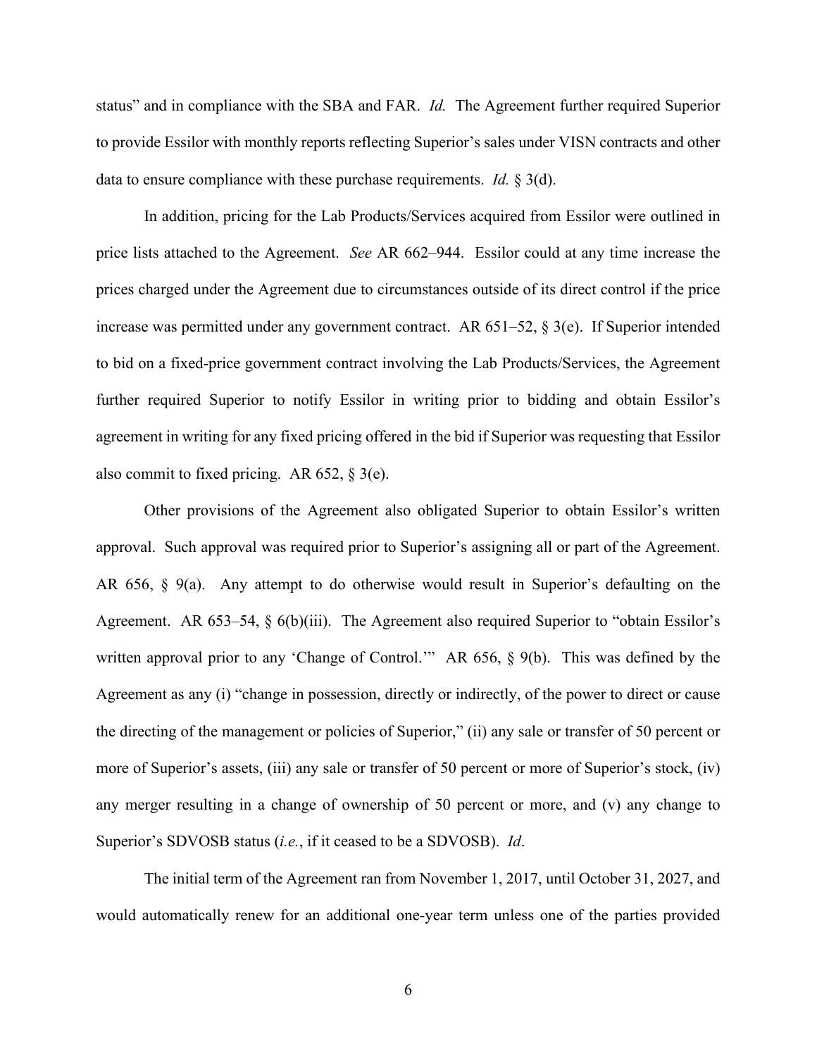status" and in compliance with the SBA and FAR. *Id.* The Agreement further required Superior to provide Essilor with monthly reports reflecting Superior's sales under VISN contracts and other data to ensure compliance with these purchase requirements. *Id.* § 3(d).

In addition, pricing for the Lab Products/Services acquired from Essilor were outlined in price lists attached to the Agreement. *See* AR 662–944. Essilor could at any time increase the prices charged under the Agreement due to circumstances outside of its direct control if the price increase was permitted under any government contract. AR 651–52, § 3(e). If Superior intended to bid on a fixed-price government contract involving the Lab Products/Services, the Agreement further required Superior to notify Essilor in writing prior to bidding and obtain Essilor's agreement in writing for any fixed pricing offered in the bid if Superior was requesting that Essilor also commit to fixed pricing. AR 652, § 3(e).

Other provisions of the Agreement also obligated Superior to obtain Essilor's written approval. Such approval was required prior to Superior's assigning all or part of the Agreement. AR 656, § 9(a). Any attempt to do otherwise would result in Superior's defaulting on the Agreement. AR 653–54, § 6(b)(iii). The Agreement also required Superior to "obtain Essilor's written approval prior to any 'Change of Control.'" AR 656, § 9(b). This was defined by the Agreement as any (i) "change in possession, directly or indirectly, of the power to direct or cause the directing of the management or policies of Superior," (ii) any sale or transfer of 50 percent or more of Superior's assets, (iii) any sale or transfer of 50 percent or more of Superior's stock, (iv) any merger resulting in a change of ownership of 50 percent or more, and (v) any change to Superior's SDVOSB status (*i.e.*, if it ceased to be a SDVOSB). *Id*.

The initial term of the Agreement ran from November 1, 2017, until October 31, 2027, and would automatically renew for an additional one-year term unless one of the parties provided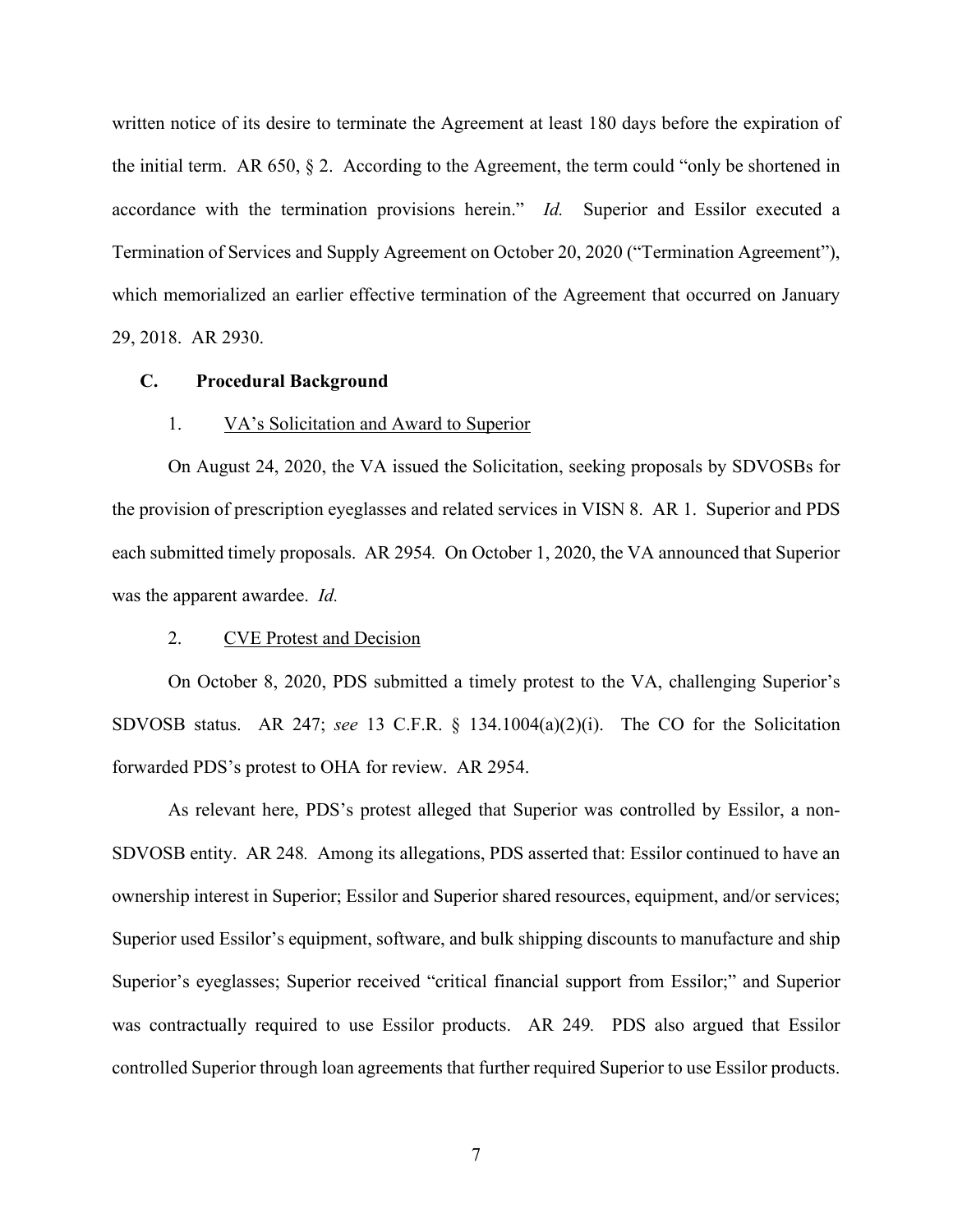written notice of its desire to terminate the Agreement at least 180 days before the expiration of the initial term. AR 650, § 2. According to the Agreement, the term could "only be shortened in accordance with the termination provisions herein." *Id.* Superior and Essilor executed a Termination of Services and Supply Agreement on October 20, 2020 ("Termination Agreement"), which memorialized an earlier effective termination of the Agreement that occurred on January 29, 2018. AR 2930.

### C. Procedural Background

#### 1. <u>VA's Solicitation and Award to Superior</u>

On August 24, 2020, the VA issued the Solicitation, seeking proposals by SDVOSBs for the provision of prescription eyeglasses and related services in VISN 8. AR 1. Superior and PDS each submitted timely proposals. AR 2954*.* On October 1, 2020, the VA announced that Superior was the apparent awardee. *Id.*

#### 2. <u>CVE Protest and Decision</u>

On October 8, 2020, PDS submitted a timely protest to the VA, challenging Superior's SDVOSB status. AR 247; *see* 13 C.F.R. § 134.1004(a)(2)(i). The CO for the Solicitation forwarded PDS's protest to OHA for review. AR 2954.

As relevant here, PDS's protest alleged that Superior was controlled by Essilor, a non-SDVOSB entity. AR 248*.* Among its allegations, PDS asserted that: Essilor continued to have an ownership interest in Superior; Essilor and Superior shared resources, equipment, and/or services; Superior used Essilor's equipment, software, and bulk shipping discounts to manufacture and ship Superior's eyeglasses; Superior received "critical financial support from Essilor;" and Superior was contractually required to use Essilor products. AR 249*.* PDS also argued that Essilor controlled Superior through loan agreements that further required Superior to use Essilor products.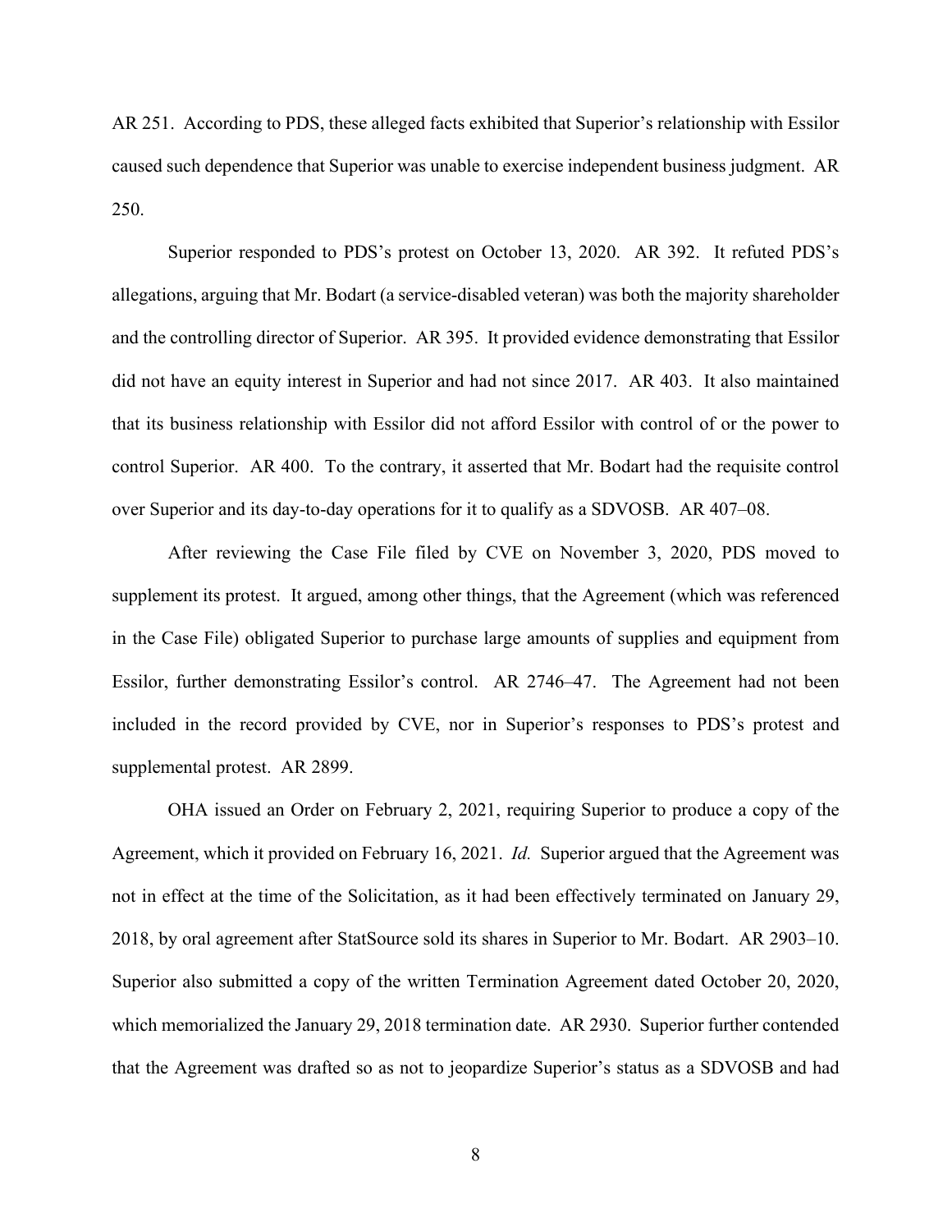AR 251. According to PDS, these alleged facts exhibited that Superior's relationship with Essilor caused such dependence that Superior was unable to exercise independent business judgment. AR 250.

Superior responded to PDS's protest on October 13, 2020. AR 392. It refuted PDS's allegations, arguing that Mr. Bodart (a service-disabled veteran) was both the majority shareholder and the controlling director of Superior. AR 395. It provided evidence demonstrating that Essilor did not have an equity interest in Superior and had not since 2017. AR 403. It also maintained that its business relationship with Essilor did not afford Essilor with control of or the power to control Superior. AR 400. To the contrary, it asserted that Mr. Bodart had the requisite control over Superior and its day-to-day operations for it to qualify as a SDVOSB. AR 407–08.

After reviewing the Case File filed by CVE on November 3, 2020, PDS moved to supplement its protest. It argued, among other things, that the Agreement (which was referenced in the Case File) obligated Superior to purchase large amounts of supplies and equipment from Essilor, further demonstrating Essilor's control. AR 2746–47. The Agreement had not been included in the record provided by CVE, nor in Superior's responses to PDS's protest and supplemental protest. AR 2899.

OHA issued an Order on February 2, 2021, requiring Superior to produce a copy of the Agreement, which it provided on February 16, 2021. *Id.* Superior argued that the Agreement was not in effect at the time of the Solicitation, as it had been effectively terminated on January 29, 2018, by oral agreement after StatSource sold its shares in Superior to Mr. Bodart. AR 2903–10. Superior also submitted a copy of the written Termination Agreement dated October 20, 2020, which memorialized the January 29, 2018 termination date. AR 2930. Superior further contended that the Agreement was drafted so as not to jeopardize Superior's status as a SDVOSB and had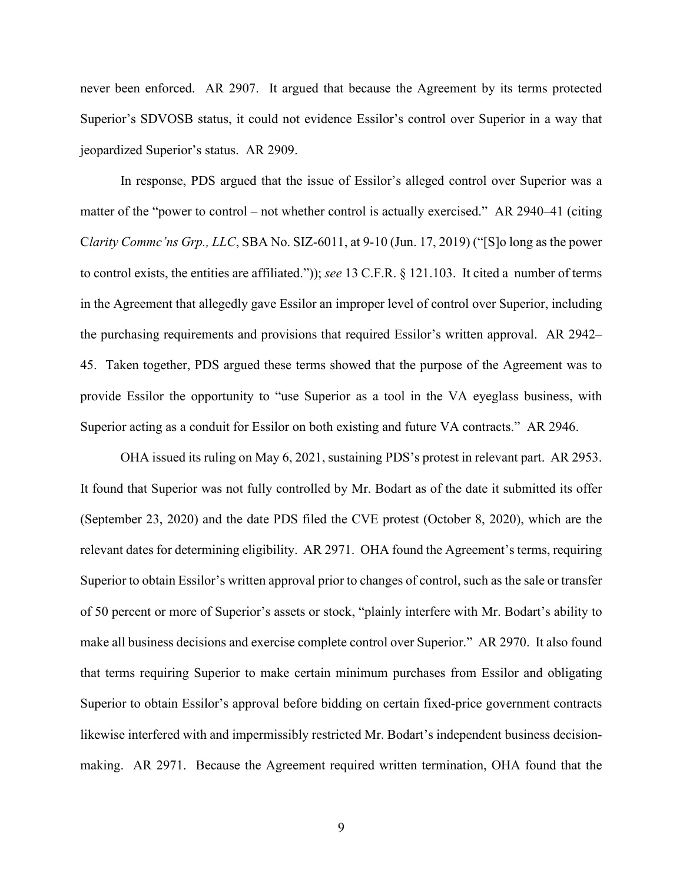never been enforced. AR 2907. It argued that because the Agreement by its terms protected Superior's SDVOSB status, it could not evidence Essilor's control over Superior in a way that jeopardized Superior's status. AR 2909.

In response, PDS argued that the issue of Essilor's alleged control over Superior was a matter of the "power to control – not whether control is actually exercised." AR 2940–41 (citing *Clarity Commc'ns Grp., LLC*, SBA No. SIZ-6011, at 9-10 (Jun. 17, 2019) ("[S]o long as the power to control exists, the entities are affiliated.")); *see* 13 C.F.R. § 121.103. It cited a number of terms in the Agreement that allegedly gave Essilor an improper level of control over Superior, including the purchasing requirements and provisions that required Essilor's written approval. AR 2942–45. Taken together, PDS argued these terms showed that the purpose of the Agreement was to provide Essilor the opportunity to "use Superior as a tool in the VA eyeglass business, with Superior acting as a conduit for Essilor on both existing and future VA contracts." AR 2946.

OHA issued its ruling on May 6, 2021, sustaining PDS's protest in relevant part. AR 2953. It found that Superior was not fully controlled by Mr. Bodart as of the date it submitted its offer (September 23, 2020) and the date PDS filed the CVE protest (October 8, 2020), which are the relevant dates for determining eligibility. AR 2971. OHA found the Agreement's terms, requiring Superior to obtain Essilor's written approval prior to changes of control, such as the sale or transfer of 50 percent or more of Superior's assets or stock, "plainly interfere with Mr. Bodart's ability to make all business decisions and exercise complete control over Superior." AR 2970. It also found that terms requiring Superior to make certain minimum purchases from Essilor and obligating Superior to obtain Essilor's approval before bidding on certain fixed-price government contracts likewise interfered with and impermissibly restricted Mr. Bodart's independent business decision-making. AR 2971. Because the Agreement required written termination, OHA found that the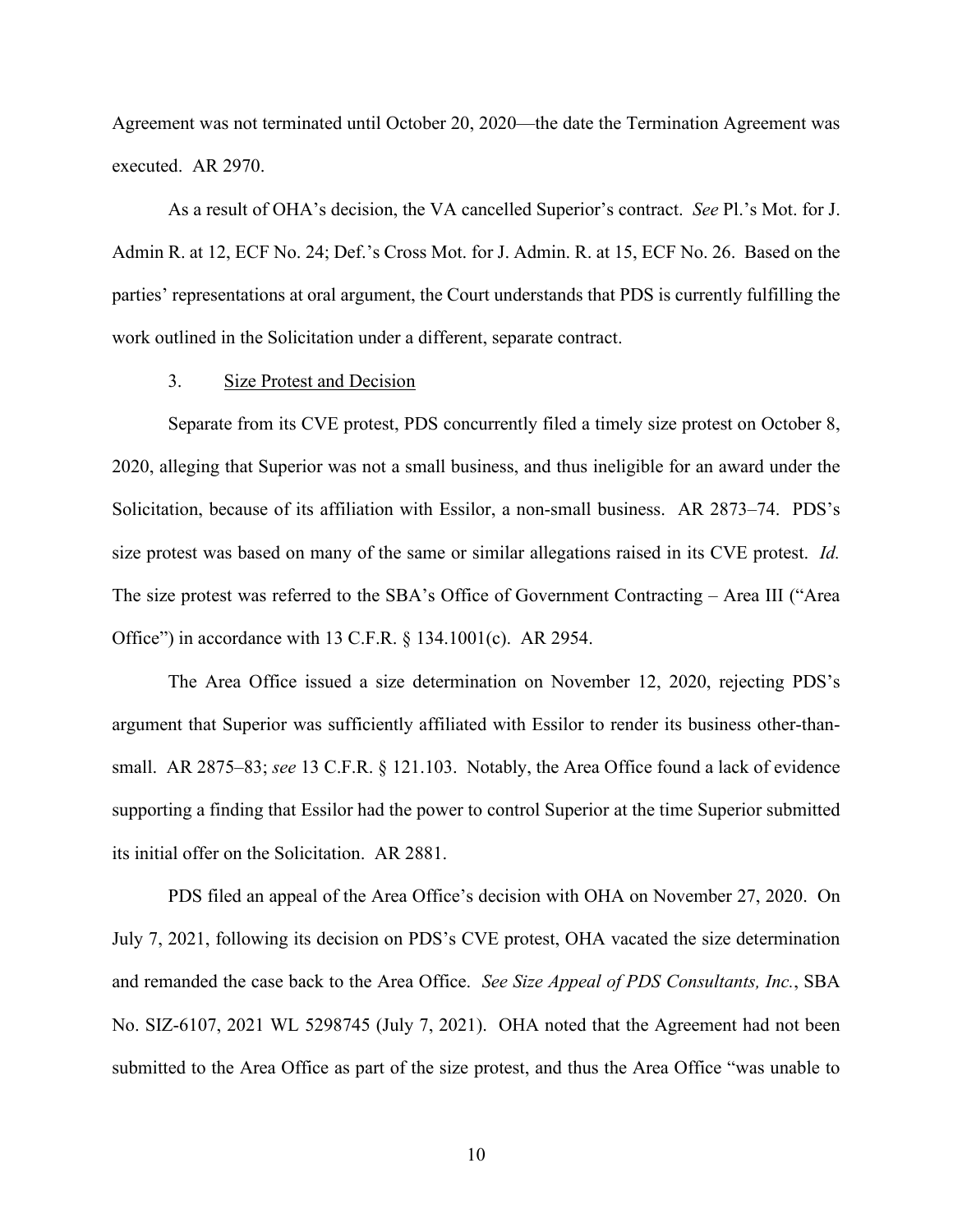Agreement was not terminated until October 20, 2020—the date the Termination Agreement was executed. AR 2970.

As a result of OHA's decision, the VA cancelled Superior's contract. *See* Pl.'s Mot. for J. Admin R. at 12, ECF No. 24; Def.'s Cross Mot. for J. Admin. R. at 15, ECF No. 26. Based on the parties' representations at oral argument, the Court understands that PDS is currently fulfilling the work outlined in the Solicitation under a different, separate contract.

3. Size Protest and Decision

Separate from its CVE protest, PDS concurrently filed a timely size protest on October 8, 2020, alleging that Superior was not a small business, and thus ineligible for an award under the Solicitation, because of its affiliation with Essilor, a non-small business. AR 2873–74. PDS's size protest was based on many of the same or similar allegations raised in its CVE protest. *Id.* The size protest was referred to the SBA's Office of Government Contracting – Area III ("Area Office") in accordance with 13 C.F.R. § 134.1001(c). AR 2954.

The Area Office issued a size determination on November 12, 2020, rejecting PDS's argument that Superior was sufficiently affiliated with Essilor to render its business other-than-small. AR 2875–83; *see* 13 C.F.R. § 121.103. Notably, the Area Office found a lack of evidence supporting a finding that Essilor had the power to control Superior at the time Superior submitted its initial offer on the Solicitation. AR 2881.

PDS filed an appeal of the Area Office's decision with OHA on November 27, 2020. On July 7, 2021, following its decision on PDS's CVE protest, OHA vacated the size determination and remanded the case back to the Area Office. *See Size Appeal of PDS Consultants, Inc.*, SBA No. SIZ-6107, 2021 WL 5298745 (July 7, 2021). OHA noted that the Agreement had not been submitted to the Area Office as part of the size protest, and thus the Area Office "was unable to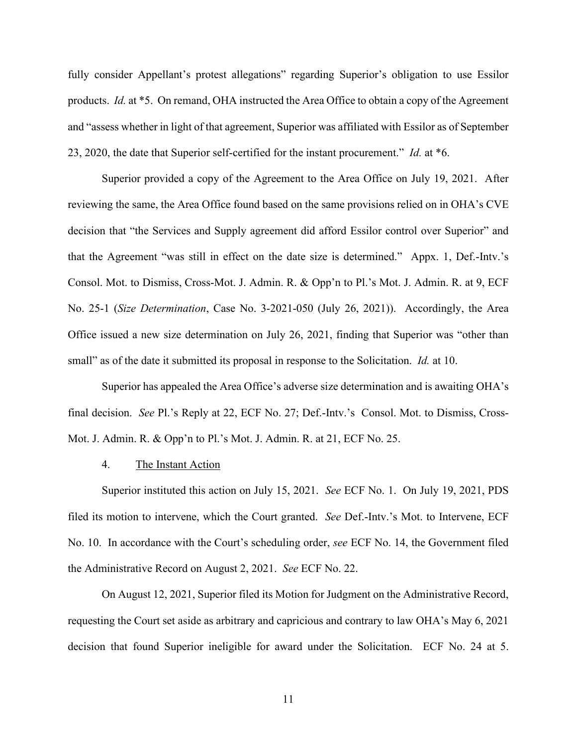fully consider Appellant's protest allegations" regarding Superior's obligation to use Essilor products. *Id.* at *5. On remand, OHA instructed the Area Office to obtain a copy of the Agreement and "assess whether in light of that agreement, Superior was affiliated with Essilor as of September 23, 2020, the date that Superior self-certified for the instant procurement." *Id.* at *6.

Superior provided a copy of the Agreement to the Area Office on July 19, 2021. After reviewing the same, the Area Office found based on the same provisions relied on in OHA's CVE decision that "the Services and Supply agreement did afford Essilor control over Superior" and that the Agreement "was still in effect on the date size is determined." Appx. 1, Def.-Intv.'s Consol. Mot. to Dismiss, Cross-Mot. J. Admin. R. & Opp'n to Pl.'s Mot. J. Admin. R. at 9, ECF No. 25-1 (*Size Determination*, Case No. 3-2021-050 (July 26, 2021)). Accordingly, the Area Office issued a new size determination on July 26, 2021, finding that Superior was "other than small" as of the date it submitted its proposal in response to the Solicitation. *Id.* at 10.

Superior has appealed the Area Office's adverse size determination and is awaiting OHA's final decision. *See* Pl.'s Reply at 22, ECF No. 27; Def.-Intv.'s Consol. Mot. to Dismiss, Cross-Mot. J. Admin. R. & Opp'n to Pl.'s Mot. J. Admin. R. at 21, ECF No. 25.

4. <u>The Instant Action</u>

Superior instituted this action on July 15, 2021. *See* ECF No. 1. On July 19, 2021, PDS filed its motion to intervene, which the Court granted. *See* Def.-Intv.'s Mot. to Intervene, ECF No. 10. In accordance with the Court's scheduling order, *see* ECF No. 14, the Government filed the Administrative Record on August 2, 2021. *See* ECF No. 22.

On August 12, 2021, Superior filed its Motion for Judgment on the Administrative Record, requesting the Court set aside as arbitrary and capricious and contrary to law OHA's May 6, 2021 decision that found Superior ineligible for award under the Solicitation. ECF No. 24 at 5.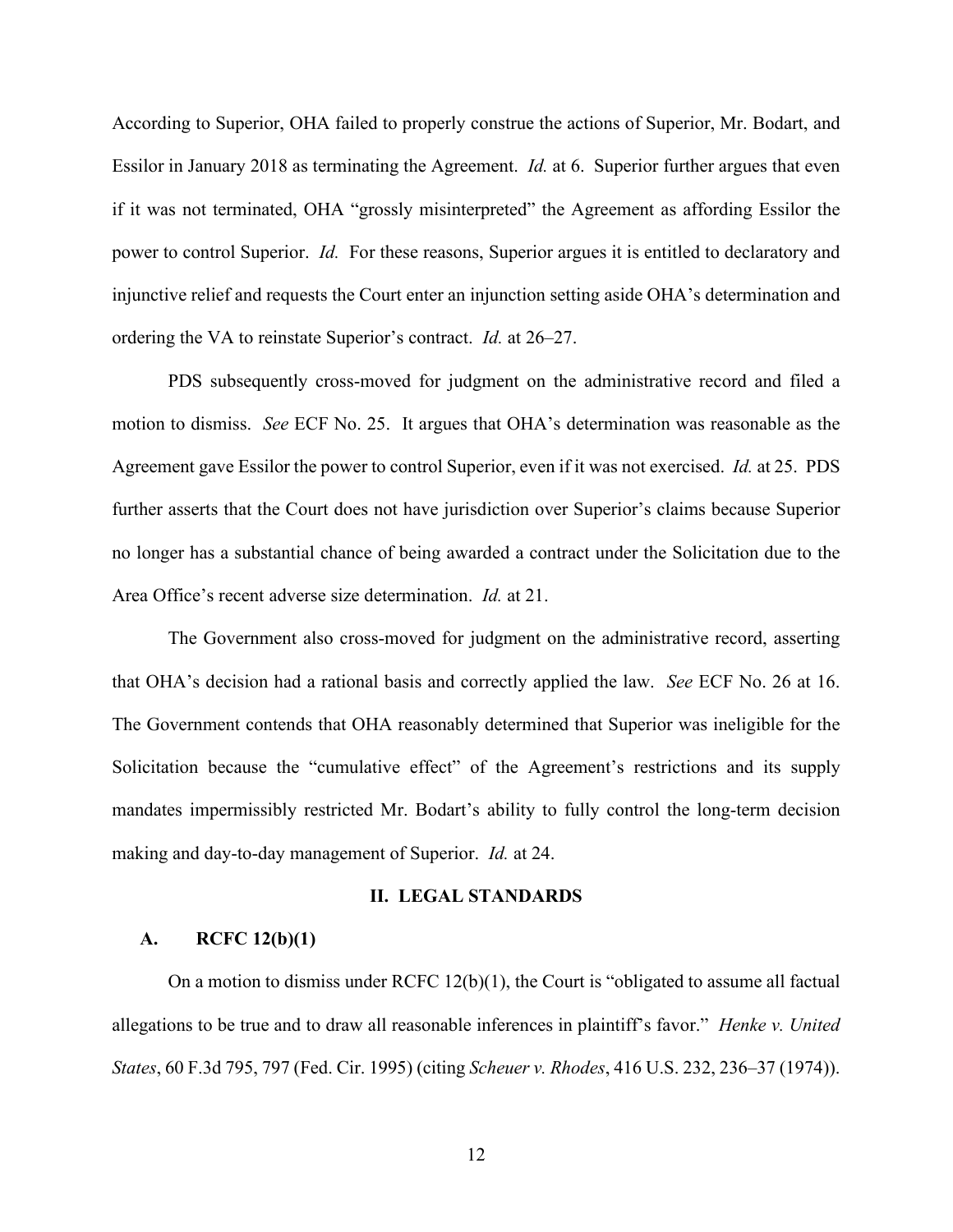According to Superior, OHA failed to properly construe the actions of Superior, Mr. Bodart, and Essilor in January 2018 as terminating the Agreement. *Id.* at 6. Superior further argues that even if it was not terminated, OHA "grossly misinterpreted" the Agreement as affording Essilor the power to control Superior. *Id.* For these reasons, Superior argues it is entitled to declaratory and injunctive relief and requests the Court enter an injunction setting aside OHA's determination and ordering the VA to reinstate Superior's contract. *Id.* at 26–27.

PDS subsequently cross-moved for judgment on the administrative record and filed a motion to dismiss. *See* ECF No. 25. It argues that OHA's determination was reasonable as the Agreement gave Essilor the power to control Superior, even if it was not exercised. *Id.* at 25. PDS further asserts that the Court does not have jurisdiction over Superior's claims because Superior no longer has a substantial chance of being awarded a contract under the Solicitation due to the Area Office's recent adverse size determination. *Id.* at 21.

The Government also cross-moved for judgment on the administrative record, asserting that OHA's decision had a rational basis and correctly applied the law. *See* ECF No. 26 at 16. The Government contends that OHA reasonably determined that Superior was ineligible for the Solicitation because the "cumulative effect" of the Agreement's restrictions and its supply mandates impermissibly restricted Mr. Bodart's ability to fully control the long-term decision making and day-to-day management of Superior. *Id.* at 24.

## II. LEGAL STANDARDS

### A. RCFC 12(b)(1)

On a motion to dismiss under RCFC 12(b)(1), the Court is "obligated to assume all factual allegations to be true and to draw all reasonable inferences in plaintiff's favor." *Henke v. United States*, 60 F.3d 795, 797 (Fed. Cir. 1995) (citing *Scheuer v. Rhodes*, 416 U.S. 232, 236–37 (1974)).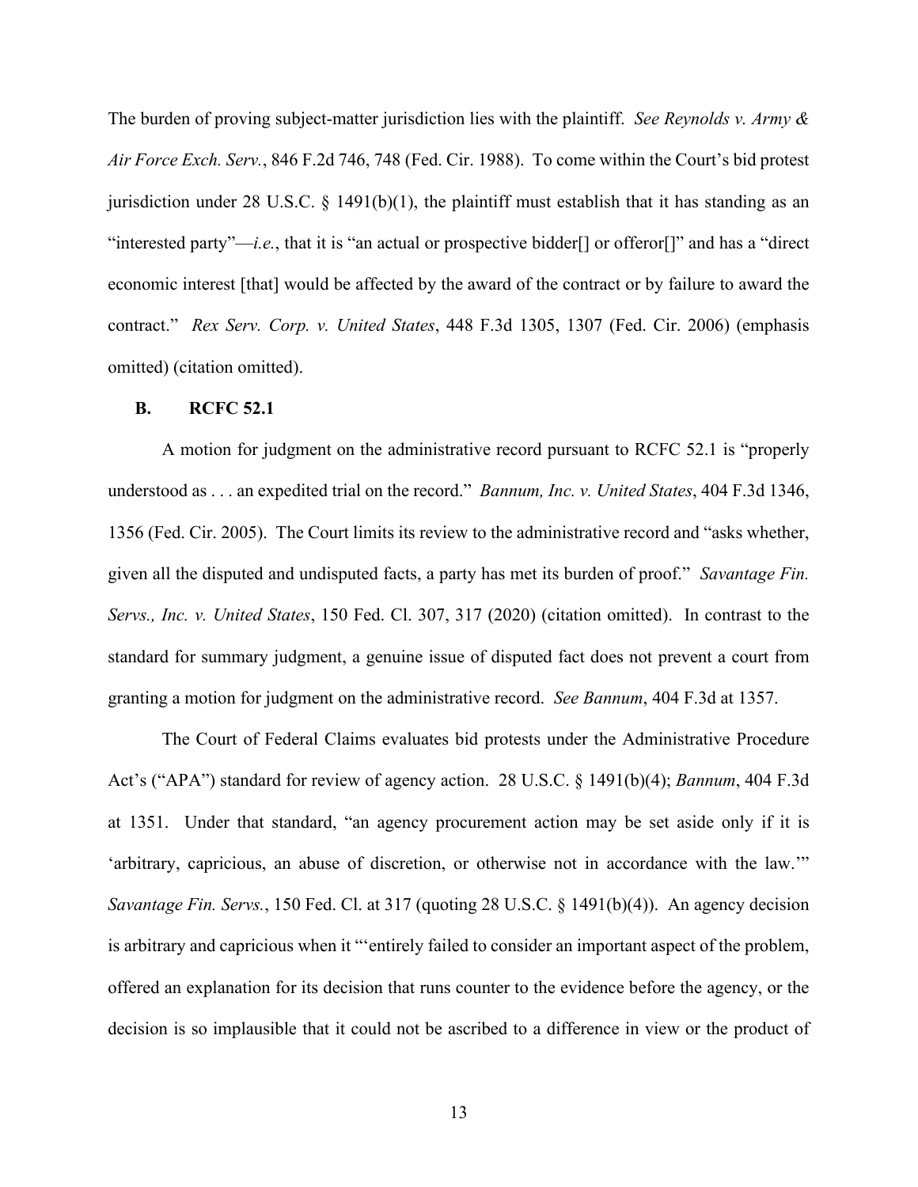The burden of proving subject-matter jurisdiction lies with the plaintiff. *See Reynolds v. Army & Air Force Exch. Serv.*, 846 F.2d 746, 748 (Fed. Cir. 1988). To come within the Court's bid protest jurisdiction under 28 U.S.C. § 1491(b)(1), the plaintiff must establish that it has standing as an "interested party"—*i.e.*, that it is "an actual or prospective bidder[] or offeror[]" and has a "direct economic interest [that] would be affected by the award of the contract or by failure to award the contract." *Rex Serv. Corp. v. United States*, 448 F.3d 1305, 1307 (Fed. Cir. 2006) (emphasis omitted) (citation omitted).

### B. RCFC 52.1

A motion for judgment on the administrative record pursuant to RCFC 52.1 is "properly understood as . . . an expedited trial on the record." *Bannum, Inc. v. United States*, 404 F.3d 1346, 1356 (Fed. Cir. 2005). The Court limits its review to the administrative record and "asks whether, given all the disputed and undisputed facts, a party has met its burden of proof." *Savantage Fin. Servs., Inc. v. United States*, 150 Fed. Cl. 307, 317 (2020) (citation omitted). In contrast to the standard for summary judgment, a genuine issue of disputed fact does not prevent a court from granting a motion for judgment on the administrative record. *See Bannum*, 404 F.3d at 1357.

The Court of Federal Claims evaluates bid protests under the Administrative Procedure Act's ("APA") standard for review of agency action. 28 U.S.C. § 1491(b)(4); *Bannum*, 404 F.3d at 1351. Under that standard, "an agency procurement action may be set aside only if it is 'arbitrary, capricious, an abuse of discretion, or otherwise not in accordance with the law.'" *Savantage Fin. Servs.*, 150 Fed. Cl. at 317 (quoting 28 U.S.C. § 1491(b)(4)). An agency decision is arbitrary and capricious when it "'entirely failed to consider an important aspect of the problem, offered an explanation for its decision that runs counter to the evidence before the agency, or the decision is so implausible that it could not be ascribed to a difference in view or the product of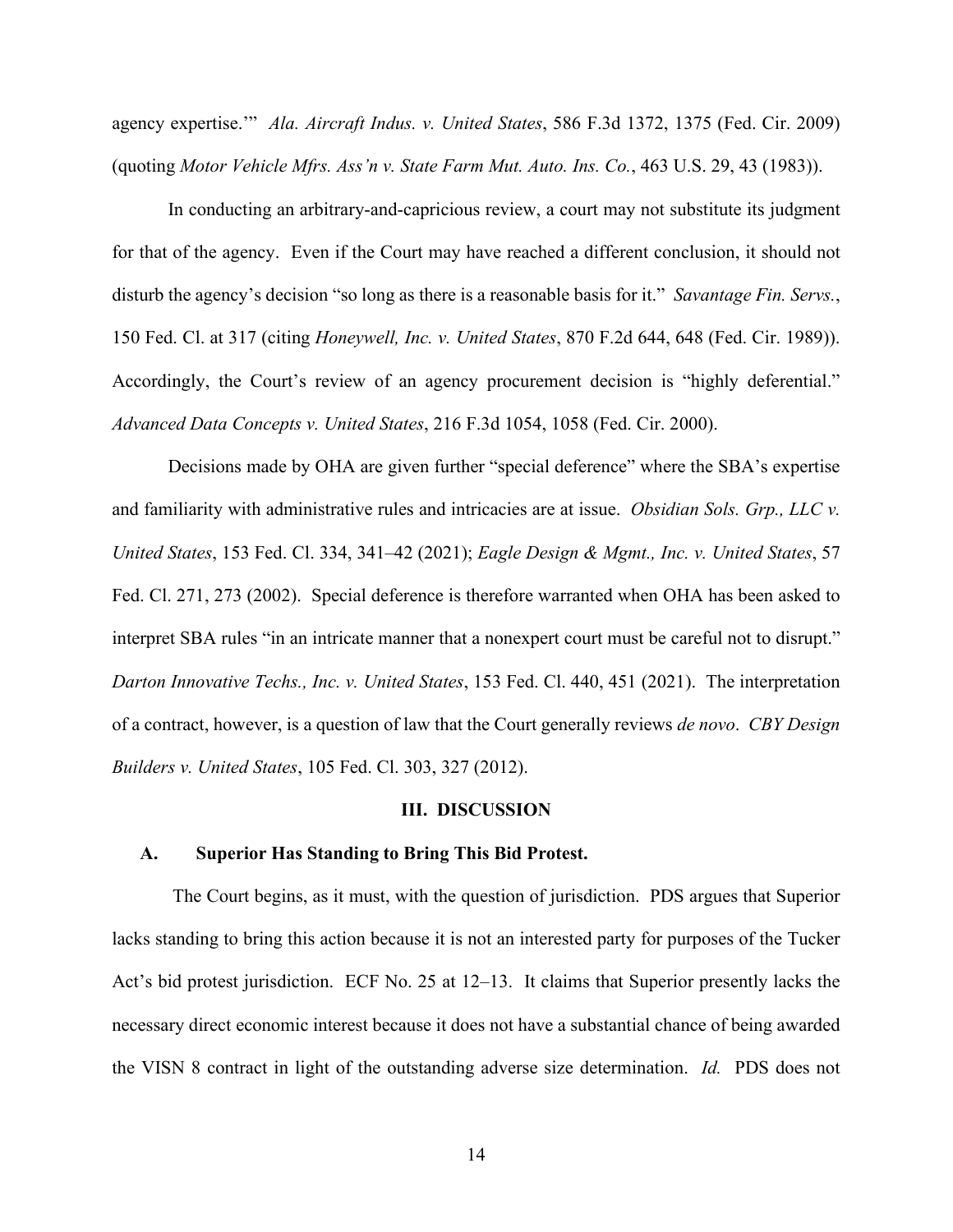agency expertise.'" *Ala. Aircraft Indus. v. United States*, 586 F.3d 1372, 1375 (Fed. Cir. 2009) (quoting *Motor Vehicle Mfrs. Ass'n v. State Farm Mut. Auto. Ins. Co.*, 463 U.S. 29, 43 (1983)).

In conducting an arbitrary-and-capricious review, a court may not substitute its judgment for that of the agency. Even if the Court may have reached a different conclusion, it should not disturb the agency's decision "so long as there is a reasonable basis for it." *Savantage Fin. Servs.*, 150 Fed. Cl. at 317 (citing *Honeywell, Inc. v. United States*, 870 F.2d 644, 648 (Fed. Cir. 1989)). Accordingly, the Court's review of an agency procurement decision is "highly deferential." *Advanced Data Concepts v. United States*, 216 F.3d 1054, 1058 (Fed. Cir. 2000).

Decisions made by OHA are given further "special deference" where the SBA's expertise and familiarity with administrative rules and intricacies are at issue. *Obsidian Sols. Grp., LLC v. United States*, 153 Fed. Cl. 334, 341–42 (2021); *Eagle Design & Mgmt., Inc. v. United States*, 57 Fed. Cl. 271, 273 (2002). Special deference is therefore warranted when OHA has been asked to interpret SBA rules "in an intricate manner that a nonexpert court must be careful not to disrupt." *Darton Innovative Techs., Inc. v. United States*, 153 Fed. Cl. 440, 451 (2021). The interpretation of a contract, however, is a question of law that the Court generally reviews *de novo*. *CBY Design Builders v. United States*, 105 Fed. Cl. 303, 327 (2012).

## III. DISCUSSION

### A. Superior Has Standing to Bring This Bid Protest.

The Court begins, as it must, with the question of jurisdiction. PDS argues that Superior lacks standing to bring this action because it is not an interested party for purposes of the Tucker Act's bid protest jurisdiction. ECF No. 25 at 12–13. It claims that Superior presently lacks the necessary direct economic interest because it does not have a substantial chance of being awarded the VISN 8 contract in light of the outstanding adverse size determination. *Id.* PDS does not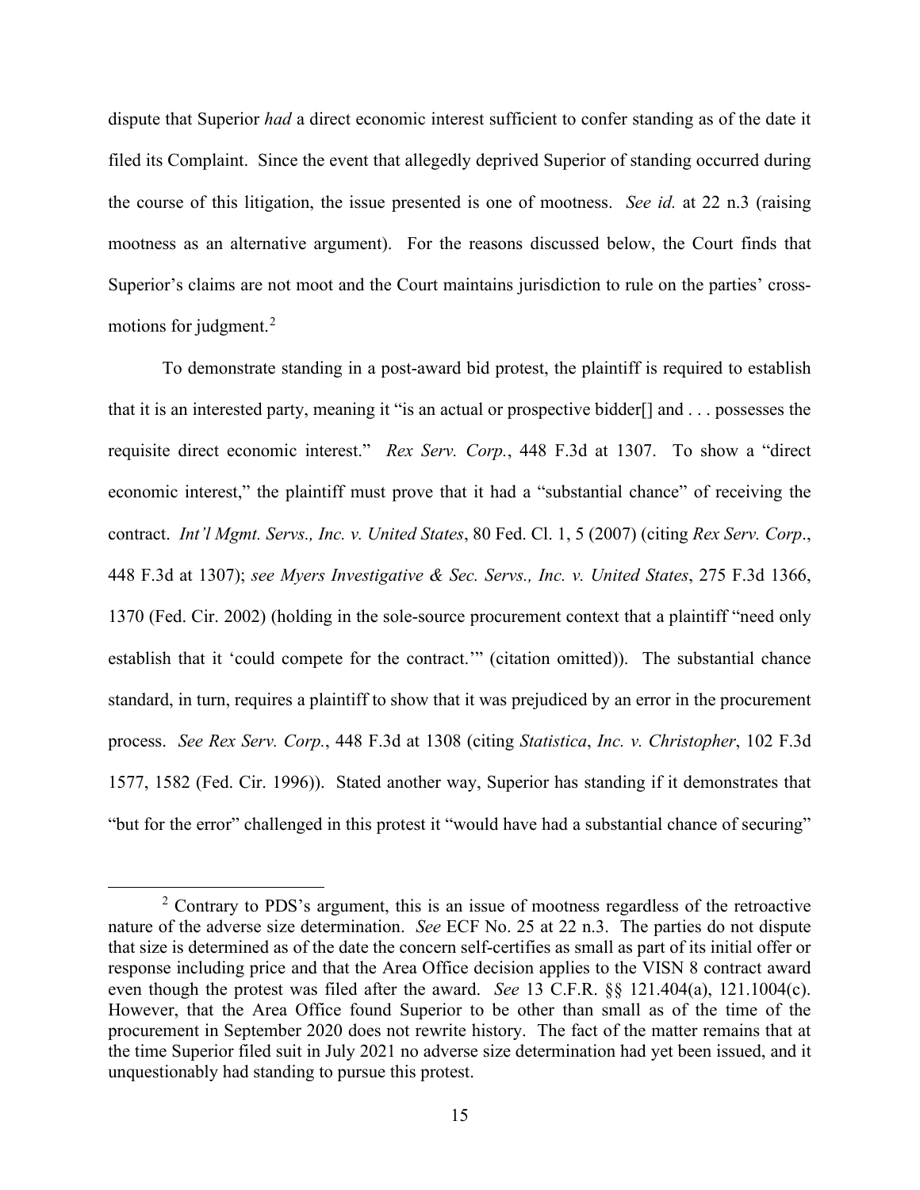dispute that Superior *had* a direct economic interest sufficient to confer standing as of the date it filed its Complaint. Since the event that allegedly deprived Superior of standing occurred during the course of this litigation, the issue presented is one of mootness. *See id.* at 22 n.3 (raising mootness as an alternative argument). For the reasons discussed below, the Court finds that Superior's claims are not moot and the Court maintains jurisdiction to rule on the parties' cross-motions for judgment.[2]

To demonstrate standing in a post-award bid protest, the plaintiff is required to establish that it is an interested party, meaning it "is an actual or prospective bidder[] and . . . possesses the requisite direct economic interest." *Rex Serv. Corp.*, 448 F.3d at 1307. To show a "direct economic interest," the plaintiff must prove that it had a "substantial chance" of receiving the contract. *Int'l Mgmt. Servs., Inc. v. United States*, 80 Fed. Cl. 1, 5 (2007) (citing *Rex Serv. Corp*., 448 F.3d at 1307); *see Myers Investigative & Sec. Servs., Inc. v. United States*, 275 F.3d 1366, 1370 (Fed. Cir. 2002) (holding in the sole-source procurement context that a plaintiff "need only establish that it 'could compete for the contract.'" (citation omitted)). The substantial chance standard, in turn, requires a plaintiff to show that it was prejudiced by an error in the procurement process. *See Rex Serv. Corp.*, 448 F.3d at 1308 (citing *Statistica*, *Inc. v. Christopher*, 102 F.3d 1577, 1582 (Fed. Cir. 1996)). Stated another way, Superior has standing if it demonstrates that "but for the error" challenged in this protest it "would have had a substantial chance of securing"

[2] Contrary to PDS's argument, this is an issue of mootness regardless of the retroactive nature of the adverse size determination. *See* ECF No. 25 at 22 n.3. The parties do not dispute that size is determined as of the date the concern self-certifies as small as part of its initial offer or response including price and that the Area Office decision applies to the VISN 8 contract award even though the protest was filed after the award. *See* 13 C.F.R. §§ 121.404(a), 121.1004(c). However, that the Area Office found Superior to be other than small as of the time of the procurement in September 2020 does not rewrite history. The fact of the matter remains that at the time Superior filed suit in July 2021 no adverse size determination had yet been issued, and it unquestionably had standing to pursue this protest.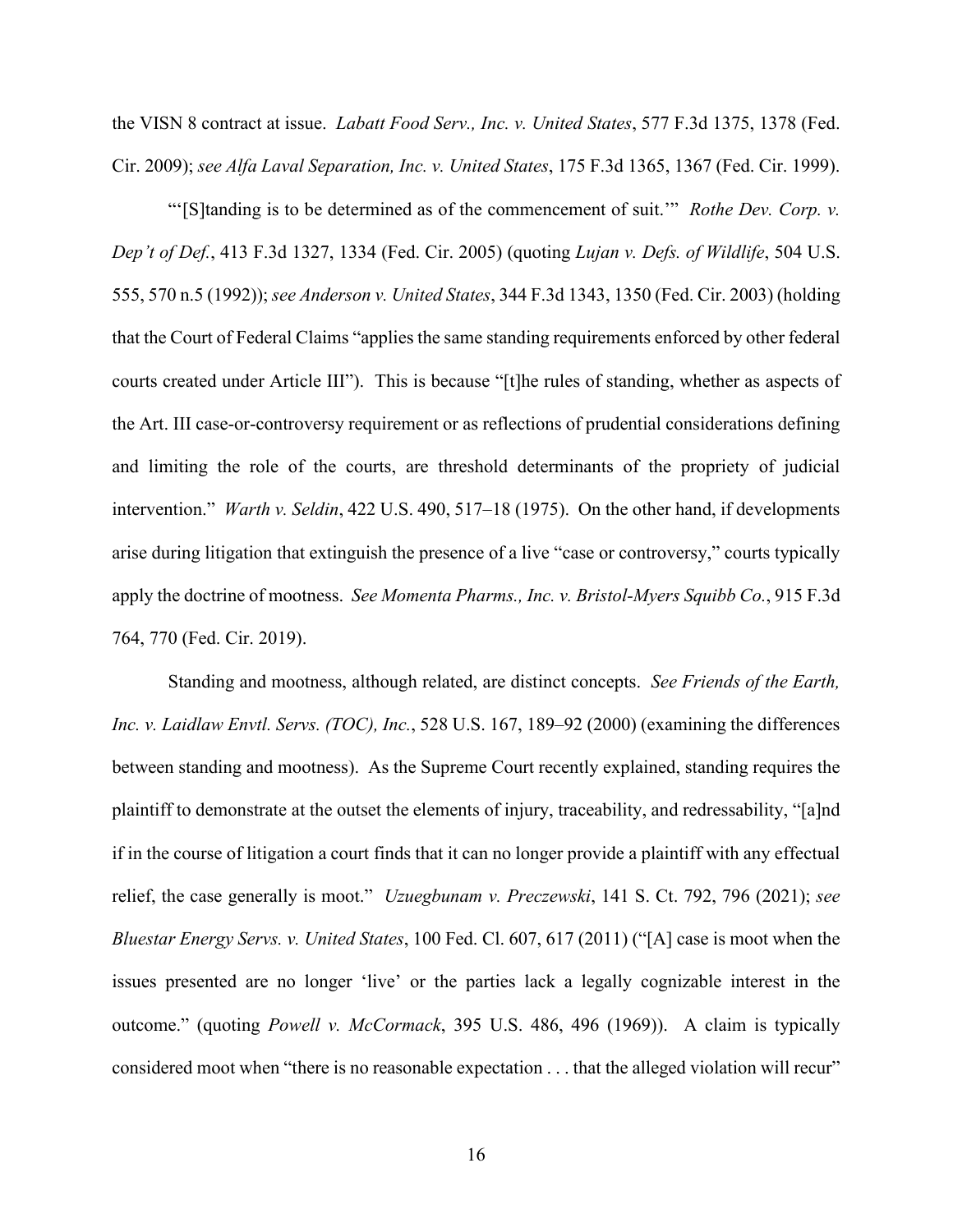the VISN 8 contract at issue. *Labatt Food Serv., Inc. v. United States*, 577 F.3d 1375, 1378 (Fed. Cir. 2009); *see Alfa Laval Separation, Inc. v. United States*, 175 F.3d 1365, 1367 (Fed. Cir. 1999).

"'[S]tanding is to be determined as of the commencement of suit.'" *Rothe Dev. Corp. v. Dep't of Def.*, 413 F.3d 1327, 1334 (Fed. Cir. 2005) (quoting *Lujan v. Defs. of Wildlife*, 504 U.S. 555, 570 n.5 (1992)); *see Anderson v. United States*, 344 F.3d 1343, 1350 (Fed. Cir. 2003) (holding that the Court of Federal Claims "applies the same standing requirements enforced by other federal courts created under Article III"). This is because "[t]he rules of standing, whether as aspects of the Art. III case-or-controversy requirement or as reflections of prudential considerations defining and limiting the role of the courts, are threshold determinants of the propriety of judicial intervention." *Warth v. Seldin*, 422 U.S. 490, 517–18 (1975). On the other hand, if developments arise during litigation that extinguish the presence of a live "case or controversy," courts typically apply the doctrine of mootness. *See Momenta Pharms., Inc. v. Bristol-Myers Squibb Co.*, 915 F.3d 764, 770 (Fed. Cir. 2019).

Standing and mootness, although related, are distinct concepts. *See Friends of the Earth, Inc. v. Laidlaw Envtl. Servs. (TOC), Inc.*, 528 U.S. 167, 189–92 (2000) (examining the differences between standing and mootness). As the Supreme Court recently explained, standing requires the plaintiff to demonstrate at the outset the elements of injury, traceability, and redressability, "[a]nd if in the course of litigation a court finds that it can no longer provide a plaintiff with any effectual relief, the case generally is moot." *Uzuegbunam v. Preczewski*, 141 S. Ct. 792, 796 (2021); *see Bluestar Energy Servs. v. United States*, 100 Fed. Cl. 607, 617 (2011) ("[A] case is moot when the issues presented are no longer 'live' or the parties lack a legally cognizable interest in the outcome." (quoting *Powell v. McCormack*, 395 U.S. 486, 496 (1969)). A claim is typically considered moot when "there is no reasonable expectation . . . that the alleged violation will recur"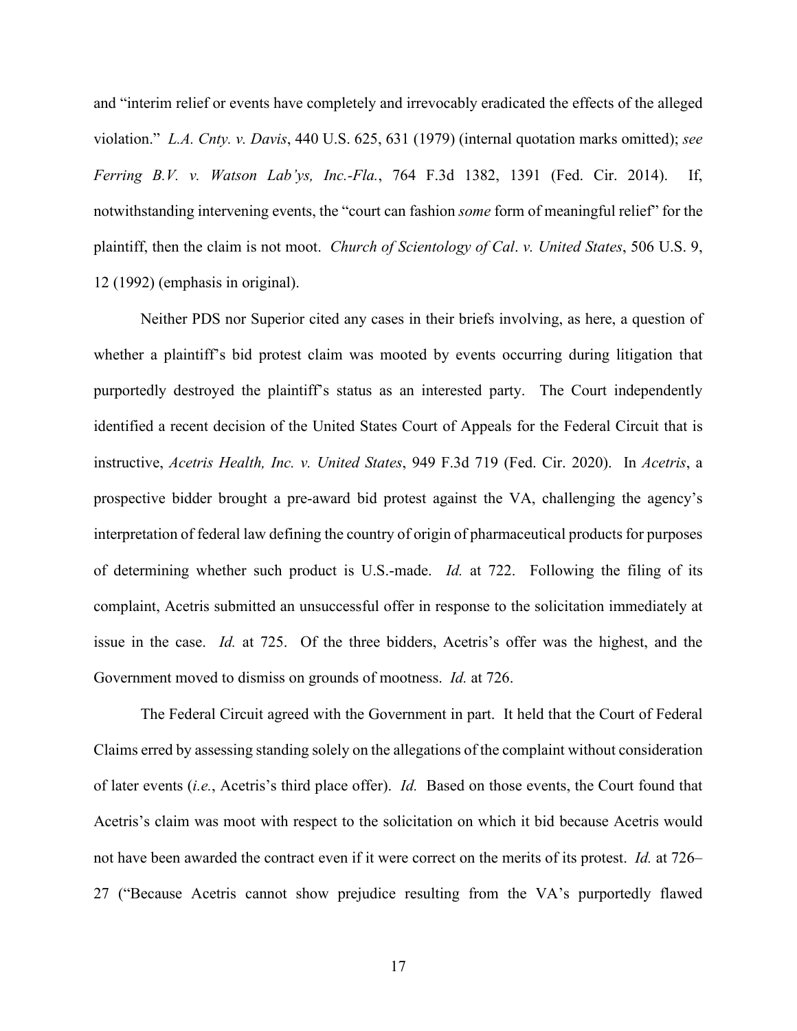and "interim relief or events have completely and irrevocably eradicated the effects of the alleged violation." *L.A. Cnty. v. Davis*, 440 U.S. 625, 631 (1979) (internal quotation marks omitted); *see Ferring B.V. v. Watson Lab'ys, Inc.-Fla.*, 764 F.3d 1382, 1391 (Fed. Cir. 2014). If, notwithstanding intervening events, the "court can fashion *some* form of meaningful relief" for the plaintiff, then the claim is not moot. *Church of Scientology of Cal. v. United States*, 506 U.S. 9, 12 (1992) (emphasis in original).

Neither PDS nor Superior cited any cases in their briefs involving, as here, a question of whether a plaintiff's bid protest claim was mooted by events occurring during litigation that purportedly destroyed the plaintiff's status as an interested party. The Court independently identified a recent decision of the United States Court of Appeals for the Federal Circuit that is instructive, *Acetris Health, Inc. v. United States*, 949 F.3d 719 (Fed. Cir. 2020). In *Acetris*, a prospective bidder brought a pre-award bid protest against the VA, challenging the agency's interpretation of federal law defining the country of origin of pharmaceutical products for purposes of determining whether such product is U.S.-made. *Id.* at 722. Following the filing of its complaint, Acetris submitted an unsuccessful offer in response to the solicitation immediately at issue in the case. *Id.* at 725. Of the three bidders, Acetris's offer was the highest, and the Government moved to dismiss on grounds of mootness. *Id.* at 726.

The Federal Circuit agreed with the Government in part. It held that the Court of Federal Claims erred by assessing standing solely on the allegations of the complaint without consideration of later events (*i.e.*, Acetris's third place offer). *Id.* Based on those events, the Court found that Acetris's claim was moot with respect to the solicitation on which it bid because Acetris would not have been awarded the contract even if it were correct on the merits of its protest. *Id.* at 726–27 ("Because Acetris cannot show prejudice resulting from the VA's purportedly flawed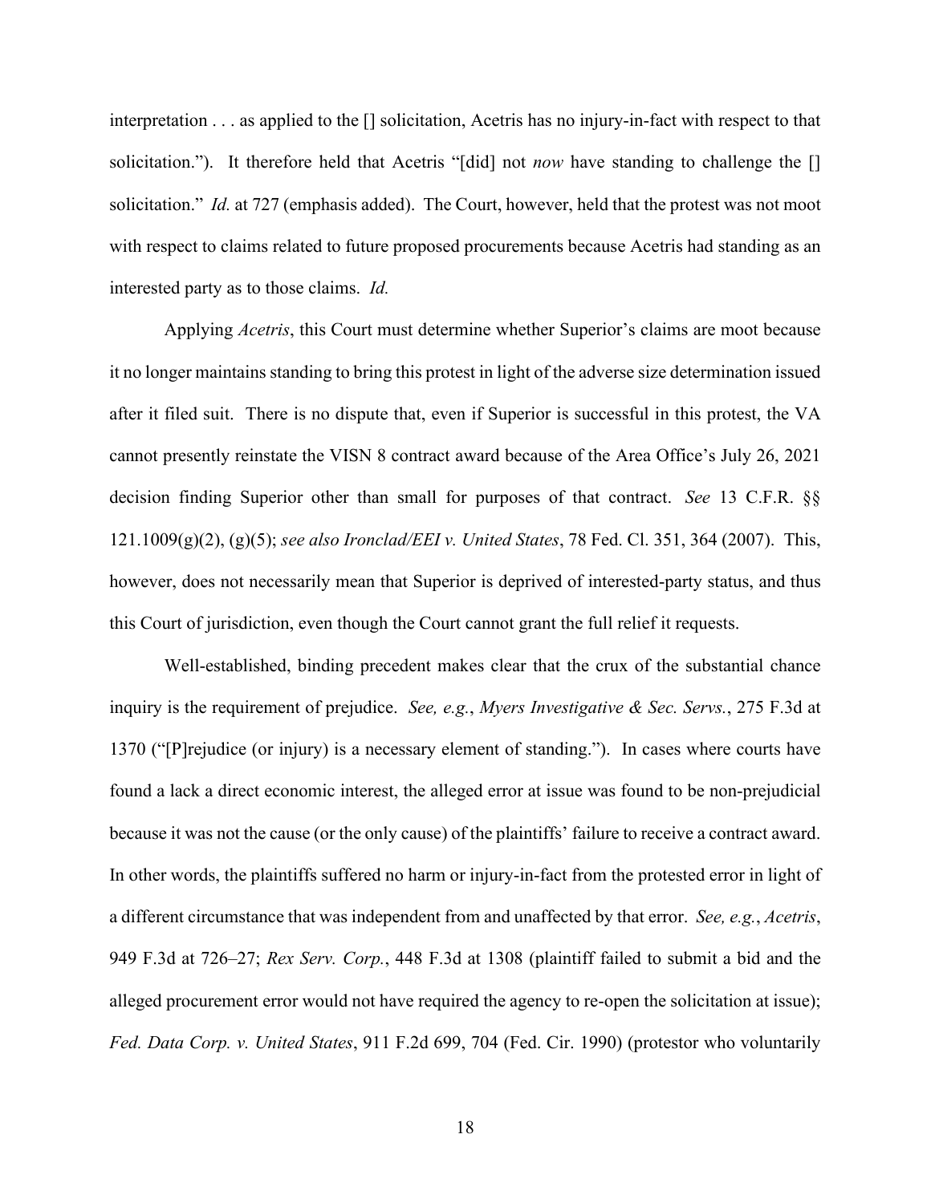interpretation . . . as applied to the [] solicitation, Acetris has no injury-in-fact with respect to that solicitation."). It therefore held that Acetris "[did] not *now* have standing to challenge the [] solicitation." *Id.* at 727 (emphasis added). The Court, however, held that the protest was not moot with respect to claims related to future proposed procurements because Acetris had standing as an interested party as to those claims. *Id.*

Applying *Acetris*, this Court must determine whether Superior's claims are moot because it no longer maintains standing to bring this protest in light of the adverse size determination issued after it filed suit. There is no dispute that, even if Superior is successful in this protest, the VA cannot presently reinstate the VISN 8 contract award because of the Area Office's July 26, 2021 decision finding Superior other than small for purposes of that contract. *See* 13 C.F.R. §§ 121.1009(g)(2), (g)(5); *see also Ironclad/EEI v. United States*, 78 Fed. Cl. 351, 364 (2007). This, however, does not necessarily mean that Superior is deprived of interested-party status, and thus this Court of jurisdiction, even though the Court cannot grant the full relief it requests.

Well-established, binding precedent makes clear that the crux of the substantial chance inquiry is the requirement of prejudice. *See, e.g.*, *Myers Investigative & Sec. Servs.*, 275 F.3d at 1370 ("[P]rejudice (or injury) is a necessary element of standing."). In cases where courts have found a lack a direct economic interest, the alleged error at issue was found to be non-prejudicial because it was not the cause (or the only cause) of the plaintiffs' failure to receive a contract award. In other words, the plaintiffs suffered no harm or injury-in-fact from the protested error in light of a different circumstance that was independent from and unaffected by that error. *See, e.g.*, *Acetris*, 949 F.3d at 726–27; *Rex Serv. Corp.*, 448 F.3d at 1308 (plaintiff failed to submit a bid and the alleged procurement error would not have required the agency to re-open the solicitation at issue); *Fed. Data Corp. v. United States*, 911 F.2d 699, 704 (Fed. Cir. 1990) (protestor who voluntarily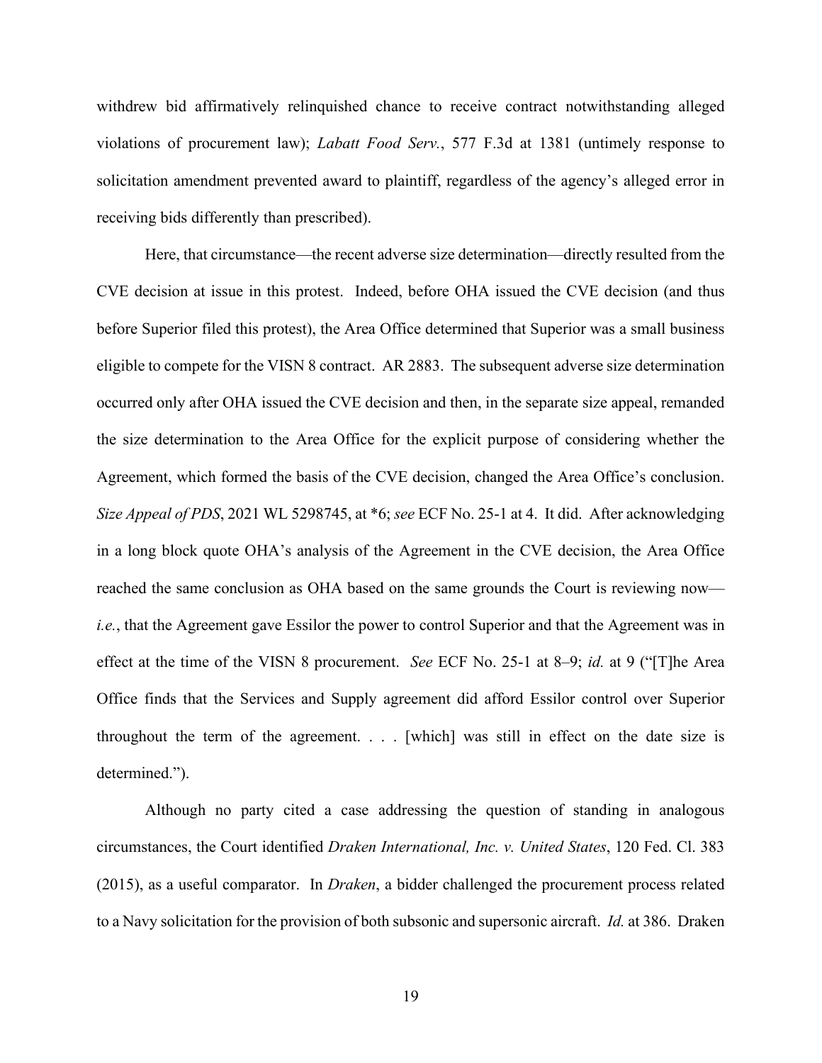withdrew bid affirmatively relinquished chance to receive contract notwithstanding alleged violations of procurement law); *Labatt Food Serv.*, 577 F.3d at 1381 (untimely response to solicitation amendment prevented award to plaintiff, regardless of the agency's alleged error in receiving bids differently than prescribed).

Here, that circumstance—the recent adverse size determination—directly resulted from the CVE decision at issue in this protest. Indeed, before OHA issued the CVE decision (and thus before Superior filed this protest), the Area Office determined that Superior was a small business eligible to compete for the VISN 8 contract. AR 2883. The subsequent adverse size determination occurred only after OHA issued the CVE decision and then, in the separate size appeal, remanded the size determination to the Area Office for the explicit purpose of considering whether the Agreement, which formed the basis of the CVE decision, changed the Area Office's conclusion. *Size Appeal of PDS*, 2021 WL 5298745, at *6; *see* ECF No. 25-1 at 4. It did. After acknowledging in a long block quote OHA's analysis of the Agreement in the CVE decision, the Area Office reached the same conclusion as OHA based on the same grounds the Court is reviewing now—*i.e.*, that the Agreement gave Essilor the power to control Superior and that the Agreement was in effect at the time of the VISN 8 procurement. *See* ECF No. 25-1 at 8–9; *id.* at 9 ("[T]he Area Office finds that the Services and Supply agreement did afford Essilor control over Superior throughout the term of the agreement. . . . [which] was still in effect on the date size is determined.").

Although no party cited a case addressing the question of standing in analogous circumstances, the Court identified *Draken International, Inc. v. United States*, 120 Fed. Cl. 383 (2015), as a useful comparator. In *Draken*, a bidder challenged the procurement process related to a Navy solicitation for the provision of both subsonic and supersonic aircraft. *Id.* at 386. Draken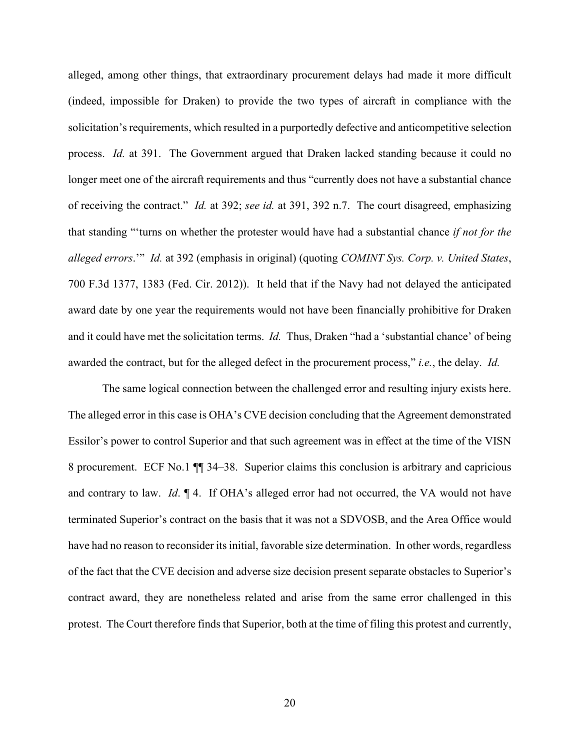alleged, among other things, that extraordinary procurement delays had made it more difficult (indeed, impossible for Draken) to provide the two types of aircraft in compliance with the solicitation's requirements, which resulted in a purportedly defective and anticompetitive selection process. *Id.* at 391. The Government argued that Draken lacked standing because it could no longer meet one of the aircraft requirements and thus "currently does not have a substantial chance of receiving the contract." *Id.* at 392; *see id.* at 391, 392 n.7. The court disagreed, emphasizing that standing "'turns on whether the protester would have had a substantial chance *if not for the alleged errors*.'" *Id.* at 392 (emphasis in original) (quoting *COMINT Sys. Corp. v. United States*, 700 F.3d 1377, 1383 (Fed. Cir. 2012)). It held that if the Navy had not delayed the anticipated award date by one year the requirements would not have been financially prohibitive for Draken and it could have met the solicitation terms. *Id.* Thus, Draken "had a 'substantial chance' of being awarded the contract, but for the alleged defect in the procurement process," *i.e.*, the delay. *Id.*

The same logical connection between the challenged error and resulting injury exists here. The alleged error in this case is OHA's CVE decision concluding that the Agreement demonstrated Essilor's power to control Superior and that such agreement was in effect at the time of the VISN 8 procurement. ECF No.1 ¶¶ 34–38. Superior claims this conclusion is arbitrary and capricious and contrary to law. *Id*. ¶ 4. If OHA's alleged error had not occurred, the VA would not have terminated Superior's contract on the basis that it was not a SDVOSB, and the Area Office would have had no reason to reconsider its initial, favorable size determination. In other words, regardless of the fact that the CVE decision and adverse size decision present separate obstacles to Superior's contract award, they are nonetheless related and arise from the same error challenged in this protest. The Court therefore finds that Superior, both at the time of filing this protest and currently,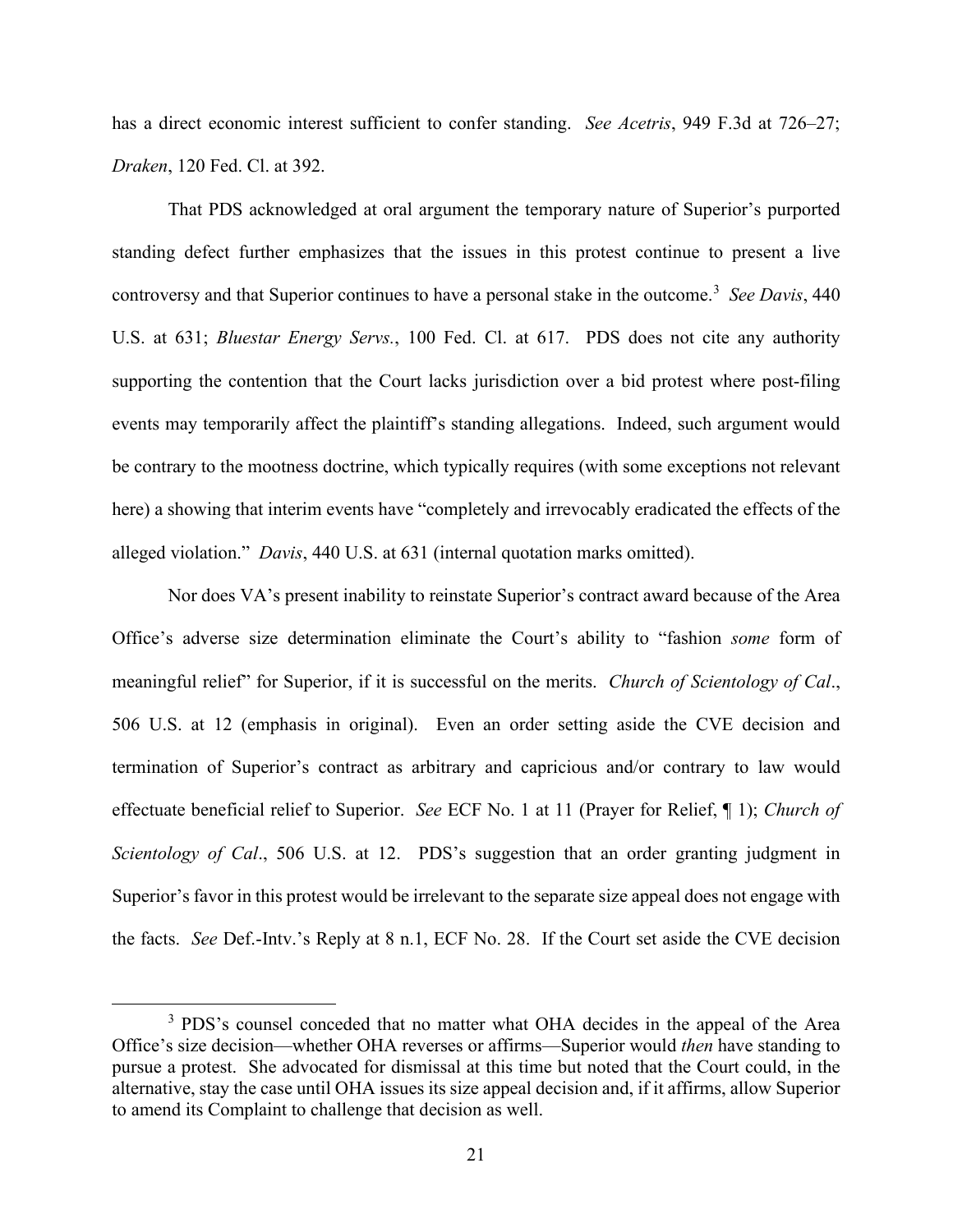has a direct economic interest sufficient to confer standing. *See Acetris*, 949 F.3d at 726–27; *Draken*, 120 Fed. Cl. at 392.

That PDS acknowledged at oral argument the temporary nature of Superior's purported standing defect further emphasizes that the issues in this protest continue to present a live controversy and that Superior continues to have a personal stake in the outcome.[3] *See Davis*, 440 U.S. at 631; *Bluestar Energy Servs.*, 100 Fed. Cl. at 617. PDS does not cite any authority supporting the contention that the Court lacks jurisdiction over a bid protest where post-filing events may temporarily affect the plaintiff's standing allegations. Indeed, such argument would be contrary to the mootness doctrine, which typically requires (with some exceptions not relevant here) a showing that interim events have "completely and irrevocably eradicated the effects of the alleged violation." *Davis*, 440 U.S. at 631 (internal quotation marks omitted).

Nor does VA's present inability to reinstate Superior's contract award because of the Area Office's adverse size determination eliminate the Court's ability to "fashion *some* form of meaningful relief" for Superior, if it is successful on the merits. *Church of Scientology of Cal.*, 506 U.S. at 12 (emphasis in original). Even an order setting aside the CVE decision and termination of Superior's contract as arbitrary and capricious and/or contrary to law would effectuate beneficial relief to Superior. *See* ECF No. 1 at 11 (Prayer for Relief, ¶ 1); *Church of Scientology of Cal.*, 506 U.S. at 12. PDS's suggestion that an order granting judgment in Superior's favor in this protest would be irrelevant to the separate size appeal does not engage with the facts. *See* Def.-Intv.'s Reply at 8 n.1, ECF No. 28. If the Court set aside the CVE decision

[3] PDS's counsel conceded that no matter what OHA decides in the appeal of the Area Office's size decision—whether OHA reverses or affirms—Superior would *then* have standing to pursue a protest. She advocated for dismissal at this time but noted that the Court could, in the alternative, stay the case until OHA issues its size appeal decision and, if it affirms, allow Superior to amend its Complaint to challenge that decision as well.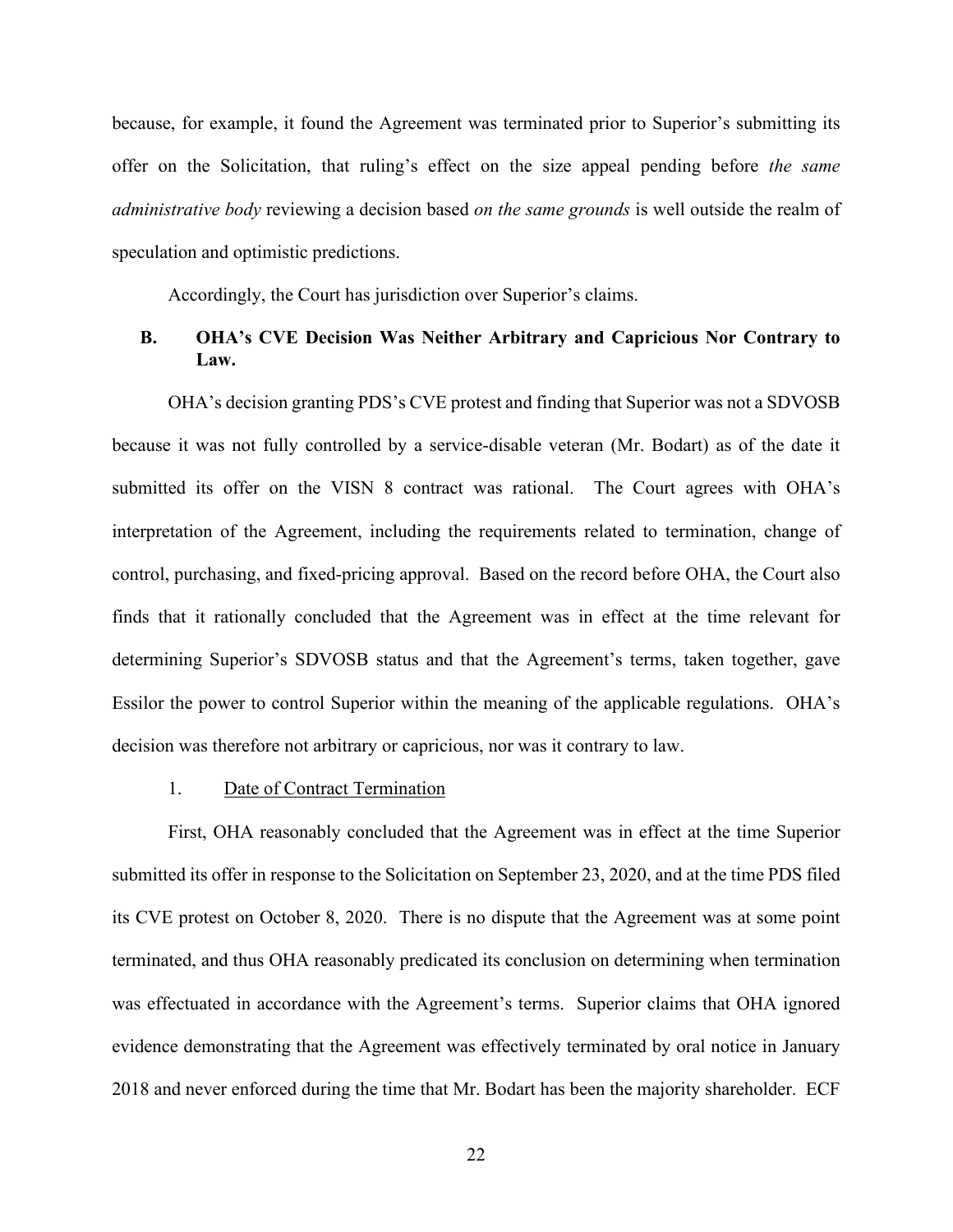because, for example, it found the Agreement was terminated prior to Superior's submitting its offer on the Solicitation, that ruling's effect on the size appeal pending before *the same administrative body* reviewing a decision based *on the same grounds* is well outside the realm of speculation and optimistic predictions.

Accordingly, the Court has jurisdiction over Superior's claims.

### B. OHA's CVE Decision Was Neither Arbitrary and Capricious Nor Contrary to Law.

OHA's decision granting PDS's CVE protest and finding that Superior was not a SDVOSB because it was not fully controlled by a service-disable veteran (Mr. Bodart) as of the date it submitted its offer on the VISN 8 contract was rational. The Court agrees with OHA's interpretation of the Agreement, including the requirements related to termination, change of control, purchasing, and fixed-pricing approval. Based on the record before OHA, the Court also finds that it rationally concluded that the Agreement was in effect at the time relevant for determining Superior's SDVOSB status and that the Agreement's terms, taken together, gave Essilor the power to control Superior within the meaning of the applicable regulations. OHA's decision was therefore not arbitrary or capricious, nor was it contrary to law.

#### 1. Date of Contract Termination

First, OHA reasonably concluded that the Agreement was in effect at the time Superior submitted its offer in response to the Solicitation on September 23, 2020, and at the time PDS filed its CVE protest on October 8, 2020. There is no dispute that the Agreement was at some point terminated, and thus OHA reasonably predicated its conclusion on determining when termination was effectuated in accordance with the Agreement's terms. Superior claims that OHA ignored evidence demonstrating that the Agreement was effectively terminated by oral notice in January 2018 and never enforced during the time that Mr. Bodart has been the majority shareholder. ECF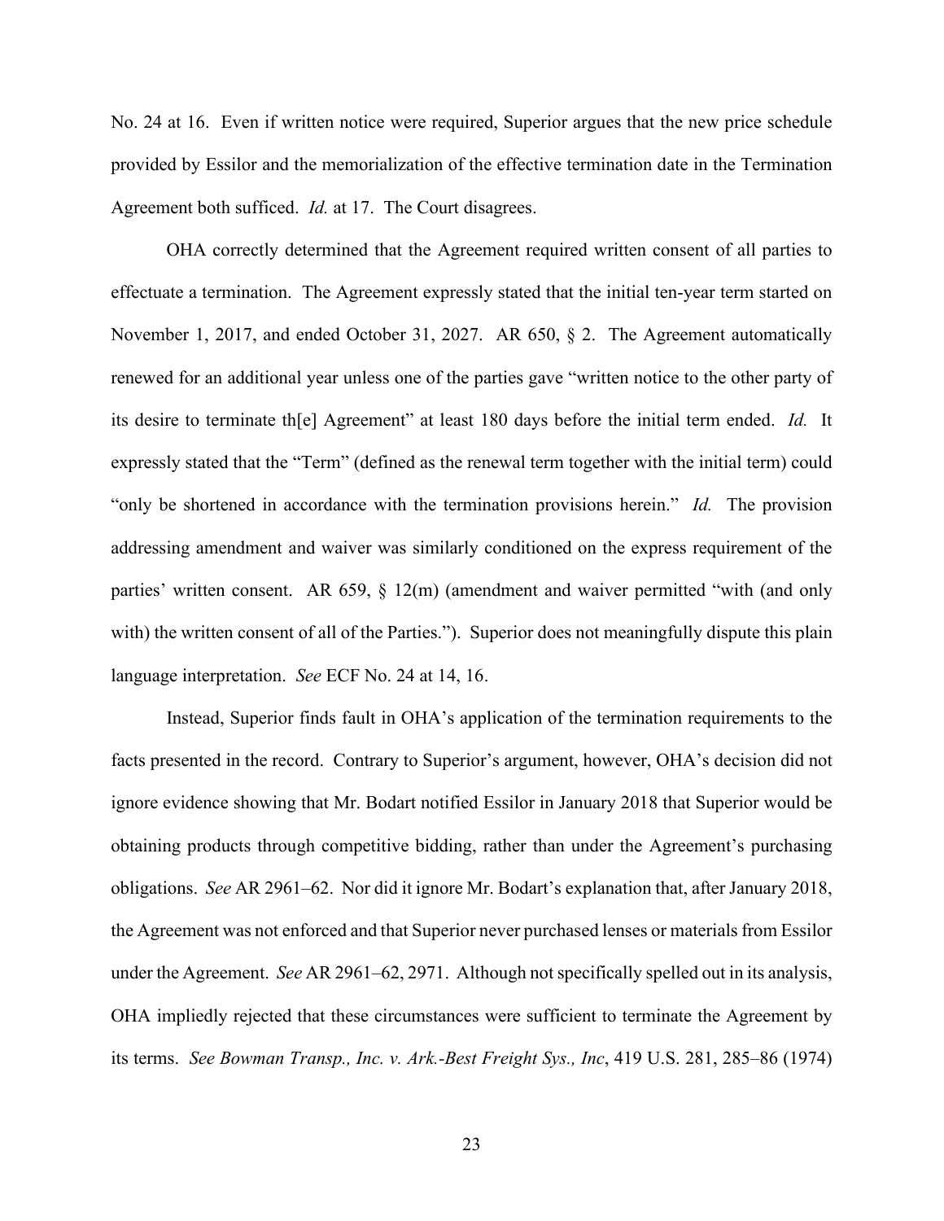No. 24 at 16. Even if written notice were required, Superior argues that the new price schedule provided by Essilor and the memorialization of the effective termination date in the Termination Agreement both sufficed. *Id.* at 17. The Court disagrees.

OHA correctly determined that the Agreement required written consent of all parties to effectuate a termination. The Agreement expressly stated that the initial ten-year term started on November 1, 2017, and ended October 31, 2027. AR 650, § 2. The Agreement automatically renewed for an additional year unless one of the parties gave "written notice to the other party of its desire to terminate th[e] Agreement" at least 180 days before the initial term ended. *Id.* It expressly stated that the "Term" (defined as the renewal term together with the initial term) could "only be shortened in accordance with the termination provisions herein." *Id.* The provision addressing amendment and waiver was similarly conditioned on the express requirement of the parties' written consent. AR 659, § 12(m) (amendment and waiver permitted "with (and only with) the written consent of all of the Parties."). Superior does not meaningfully dispute this plain language interpretation. *See* ECF No. 24 at 14, 16.

Instead, Superior finds fault in OHA's application of the termination requirements to the facts presented in the record. Contrary to Superior's argument, however, OHA's decision did not ignore evidence showing that Mr. Bodart notified Essilor in January 2018 that Superior would be obtaining products through competitive bidding, rather than under the Agreement's purchasing obligations. *See* AR 2961–62. Nor did it ignore Mr. Bodart's explanation that, after January 2018, the Agreement was not enforced and that Superior never purchased lenses or materials from Essilor under the Agreement. *See* AR 2961–62, 2971. Although not specifically spelled out in its analysis, OHA impliedly rejected that these circumstances were sufficient to terminate the Agreement by its terms. *See Bowman Transp., Inc. v. Ark.-Best Freight Sys., Inc*, 419 U.S. 281, 285–86 (1974)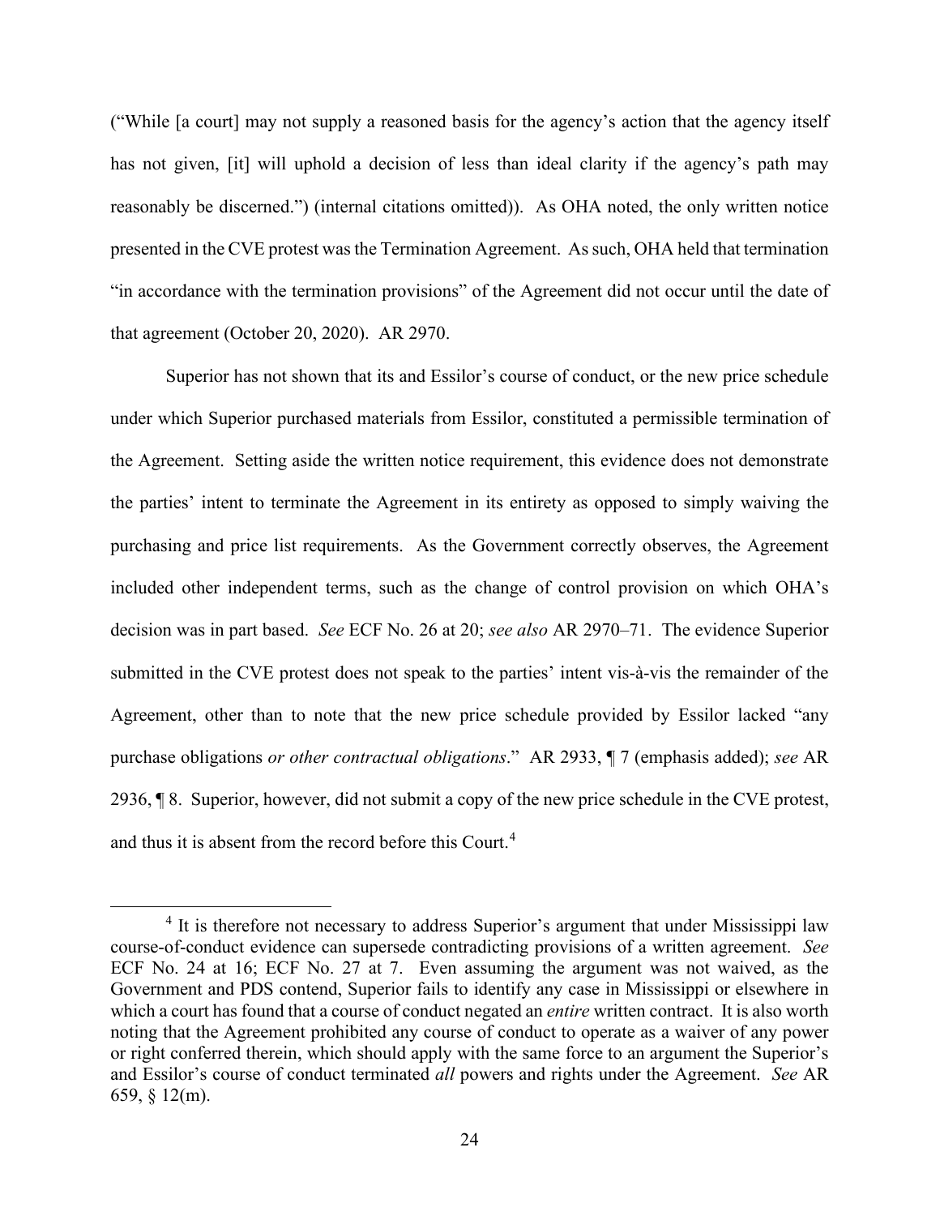("While [a court] may not supply a reasoned basis for the agency's action that the agency itself has not given, [it] will uphold a decision of less than ideal clarity if the agency's path may reasonably be discerned.") (internal citations omitted)). As OHA noted, the only written notice presented in the CVE protest was the Termination Agreement. As such, OHA held that termination "in accordance with the termination provisions" of the Agreement did not occur until the date of that agreement (October 20, 2020). AR 2970.

Superior has not shown that its and Essilor's course of conduct, or the new price schedule under which Superior purchased materials from Essilor, constituted a permissible termination of the Agreement. Setting aside the written notice requirement, this evidence does not demonstrate the parties' intent to terminate the Agreement in its entirety as opposed to simply waiving the purchasing and price list requirements. As the Government correctly observes, the Agreement included other independent terms, such as the change of control provision on which OHA's decision was in part based. *See* ECF No. 26 at 20; *see also* AR 2970–71. The evidence Superior submitted in the CVE protest does not speak to the parties' intent vis-à-vis the remainder of the Agreement, other than to note that the new price schedule provided by Essilor lacked "any purchase obligations *or other contractual obligations*." AR 2933, ¶ 7 (emphasis added); *see* AR 2936, ¶ 8. Superior, however, did not submit a copy of the new price schedule in the CVE protest, and thus it is absent from the record before this Court.[4]

[4] It is therefore not necessary to address Superior's argument that under Mississippi law course-of-conduct evidence can supersede contradicting provisions of a written agreement. *See* ECF No. 24 at 16; ECF No. 27 at 7. Even assuming the argument was not waived, as the Government and PDS contend, Superior fails to identify any case in Mississippi or elsewhere in which a court has found that a course of conduct negated an *entire* written contract. It is also worth noting that the Agreement prohibited any course of conduct to operate as a waiver of any power or right conferred therein, which should apply with the same force to an argument the Superior's and Essilor's course of conduct terminated *all* powers and rights under the Agreement. *See* AR 659, § 12(m).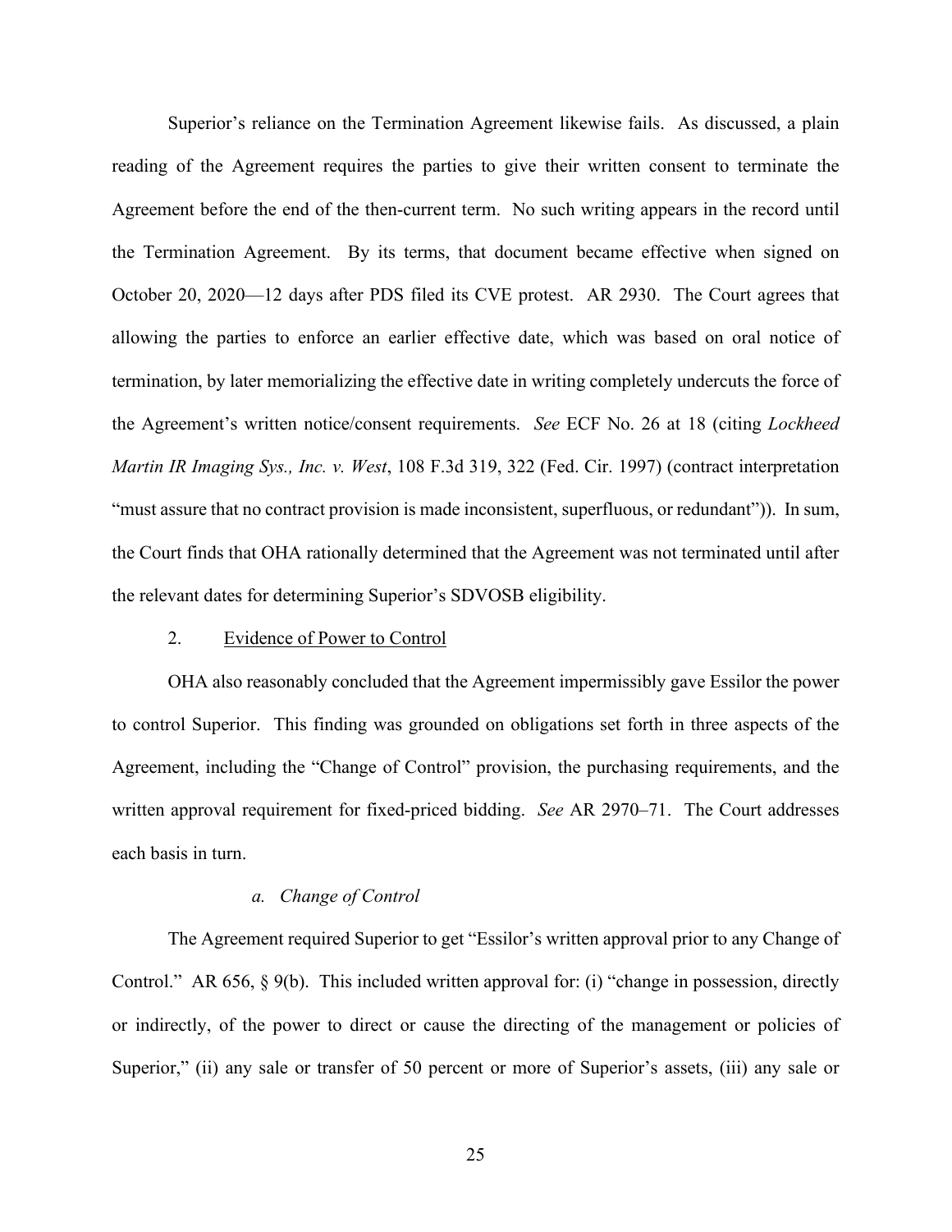Superior's reliance on the Termination Agreement likewise fails. As discussed, a plain reading of the Agreement requires the parties to give their written consent to terminate the Agreement before the end of the then-current term. No such writing appears in the record until the Termination Agreement. By its terms, that document became effective when signed on October 20, 2020—12 days after PDS filed its CVE protest. AR 2930. The Court agrees that allowing the parties to enforce an earlier effective date, which was based on oral notice of termination, by later memorializing the effective date in writing completely undercuts the force of the Agreement's written notice/consent requirements. *See* ECF No. 26 at 18 (citing *Lockheed Martin IR Imaging Sys., Inc. v. West*, 108 F.3d 319, 322 (Fed. Cir. 1997) (contract interpretation "must assure that no contract provision is made inconsistent, superfluous, or redundant")). In sum, the Court finds that OHA rationally determined that the Agreement was not terminated until after the relevant dates for determining Superior's SDVOSB eligibility.

2. <u>Evidence of Power to Control</u>

OHA also reasonably concluded that the Agreement impermissibly gave Essilor the power to control Superior. This finding was grounded on obligations set forth in three aspects of the Agreement, including the "Change of Control" provision, the purchasing requirements, and the written approval requirement for fixed-priced bidding. *See* AR 2970–71. The Court addresses each basis in turn.

*a. Change of Control*

The Agreement required Superior to get "Essilor's written approval prior to any Change of Control." AR 656, § 9(b). This included written approval for: (i) "change in possession, directly or indirectly, of the power to direct or cause the directing of the management or policies of Superior," (ii) any sale or transfer of 50 percent or more of Superior's assets, (iii) any sale or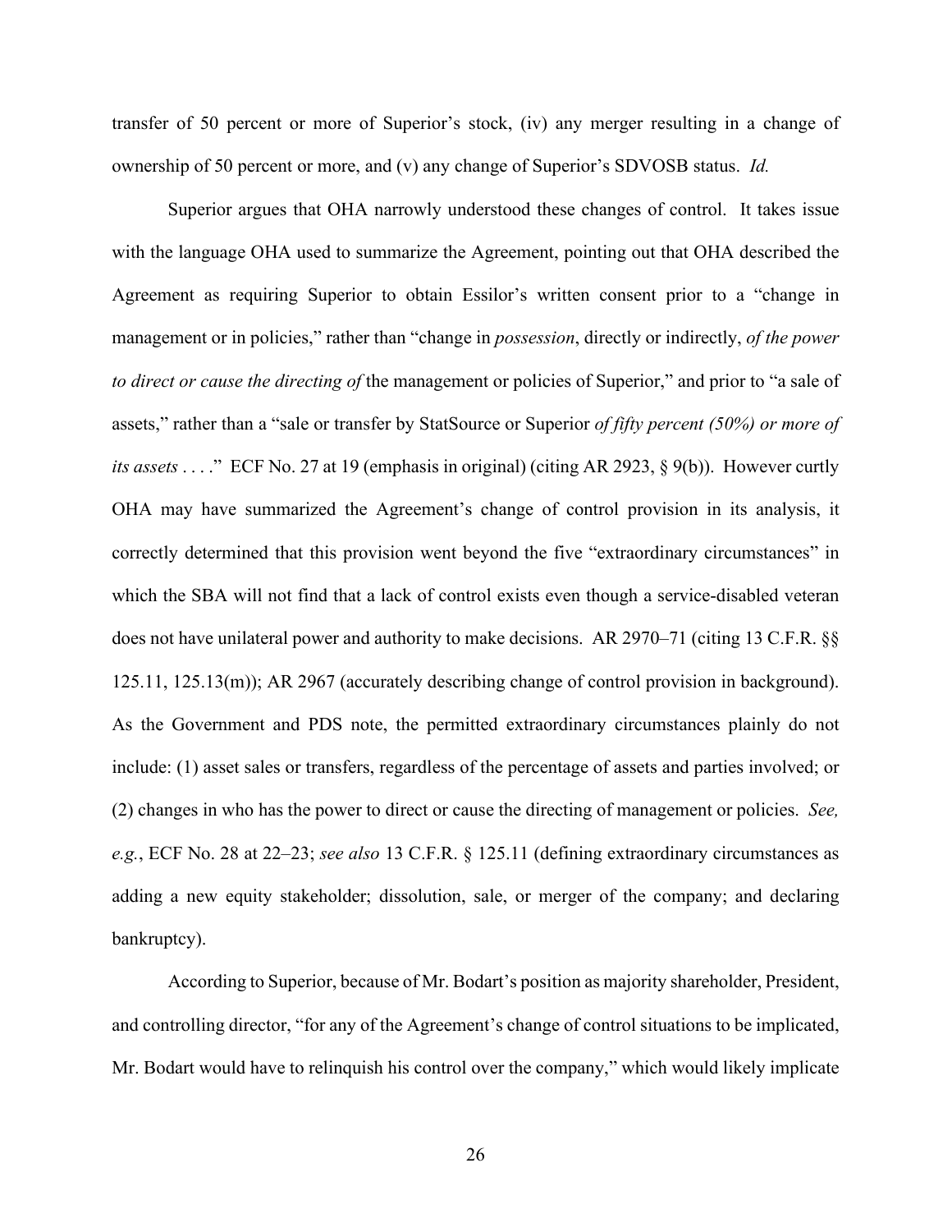transfer of 50 percent or more of Superior's stock, (iv) any merger resulting in a change of ownership of 50 percent or more, and (v) any change of Superior's SDVOSB status. *Id.*

Superior argues that OHA narrowly understood these changes of control. It takes issue with the language OHA used to summarize the Agreement, pointing out that OHA described the Agreement as requiring Superior to obtain Essilor's written consent prior to a "change in management or in policies," rather than "change in *possession*, directly or indirectly, *of the power to direct or cause the directing of* the management or policies of Superior," and prior to "a sale of assets," rather than a "sale or transfer by StatSource or Superior *of fifty percent (50%) or more of its assets* . . . ." ECF No. 27 at 19 (emphasis in original) (citing AR 2923, § 9(b)). However curtly OHA may have summarized the Agreement's change of control provision in its analysis, it correctly determined that this provision went beyond the five "extraordinary circumstances" in which the SBA will not find that a lack of control exists even though a service-disabled veteran does not have unilateral power and authority to make decisions. AR 2970–71 (citing 13 C.F.R. §§ 125.11, 125.13(m)); AR 2967 (accurately describing change of control provision in background). As the Government and PDS note, the permitted extraordinary circumstances plainly do not include: (1) asset sales or transfers, regardless of the percentage of assets and parties involved; or (2) changes in who has the power to direct or cause the directing of management or policies. *See, e.g.*, ECF No. 28 at 22–23; *see also* 13 C.F.R. § 125.11 (defining extraordinary circumstances as adding a new equity stakeholder; dissolution, sale, or merger of the company; and declaring bankruptcy).

According to Superior, because of Mr. Bodart's position as majority shareholder, President, and controlling director, "for any of the Agreement's change of control situations to be implicated, Mr. Bodart would have to relinquish his control over the company," which would likely implicate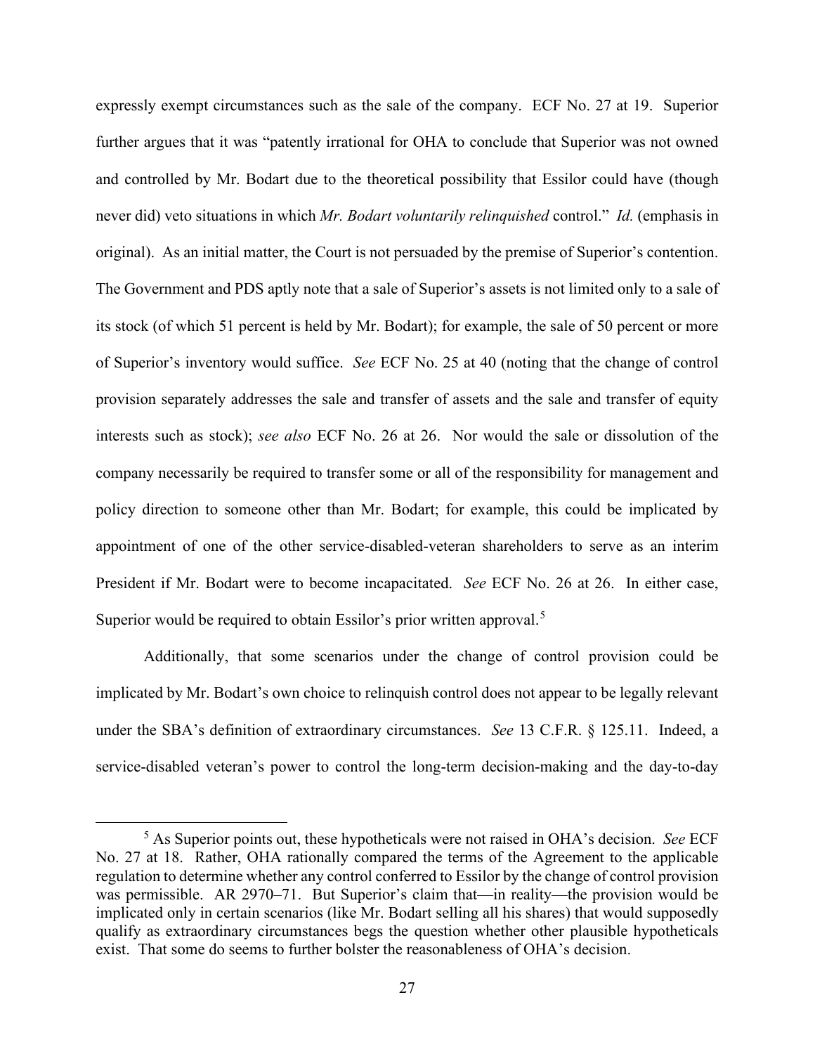expressly exempt circumstances such as the sale of the company. ECF No. 27 at 19. Superior further argues that it was "patently irrational for OHA to conclude that Superior was not owned and controlled by Mr. Bodart due to the theoretical possibility that Essilor could have (though never did) veto situations in which *Mr. Bodart voluntarily relinquished* control." *Id.* (emphasis in original). As an initial matter, the Court is not persuaded by the premise of Superior's contention. The Government and PDS aptly note that a sale of Superior's assets is not limited only to a sale of its stock (of which 51 percent is held by Mr. Bodart); for example, the sale of 50 percent or more of Superior's inventory would suffice. *See* ECF No. 25 at 40 (noting that the change of control provision separately addresses the sale and transfer of assets and the sale and transfer of equity interests such as stock); *see also* ECF No. 26 at 26. Nor would the sale or dissolution of the company necessarily be required to transfer some or all of the responsibility for management and policy direction to someone other than Mr. Bodart; for example, this could be implicated by appointment of one of the other service-disabled-veteran shareholders to serve as an interim President if Mr. Bodart were to become incapacitated. *See* ECF No. 26 at 26. In either case, Superior would be required to obtain Essilor's prior written approval.[5]

Additionally, that some scenarios under the change of control provision could be implicated by Mr. Bodart's own choice to relinquish control does not appear to be legally relevant under the SBA's definition of extraordinary circumstances. *See* 13 C.F.R. § 125.11. Indeed, a service-disabled veteran's power to control the long-term decision-making and the day-to-day

[5] As Superior points out, these hypotheticals were not raised in OHA's decision. *See* ECF No. 27 at 18. Rather, OHA rationally compared the terms of the Agreement to the applicable regulation to determine whether any control conferred to Essilor by the change of control provision was permissible. AR 2970–71. But Superior's claim that—in reality—the provision would be implicated only in certain scenarios (like Mr. Bodart selling all his shares) that would supposedly qualify as extraordinary circumstances begs the question whether other plausible hypotheticals exist. That some do seems to further bolster the reasonableness of OHA's decision.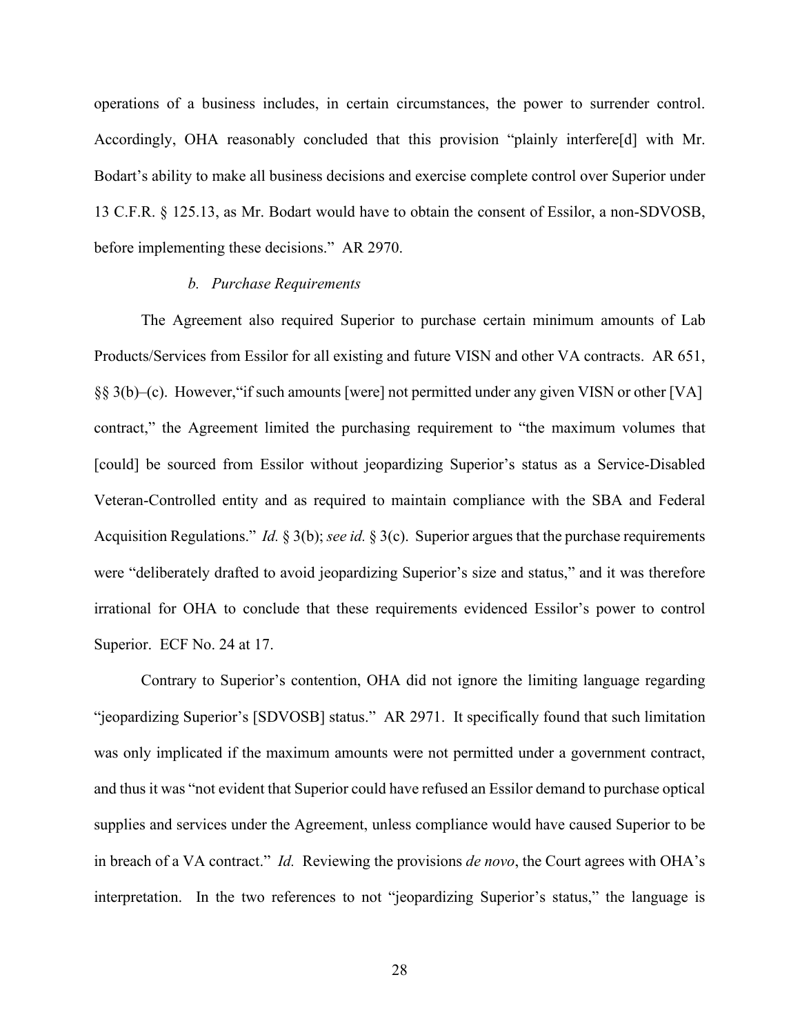operations of a business includes, in certain circumstances, the power to surrender control. Accordingly, OHA reasonably concluded that this provision "plainly interfere[d] with Mr. Bodart's ability to make all business decisions and exercise complete control over Superior under 13 C.F.R. § 125.13, as Mr. Bodart would have to obtain the consent of Essilor, a non-SDVOSB, before implementing these decisions." AR 2970.

*b. Purchase Requirements*

The Agreement also required Superior to purchase certain minimum amounts of Lab Products/Services from Essilor for all existing and future VISN and other VA contracts. AR 651, §§ 3(b)–(c). However,"if such amounts [were] not permitted under any given VISN or other [VA] contract," the Agreement limited the purchasing requirement to "the maximum volumes that [could] be sourced from Essilor without jeopardizing Superior's status as a Service-Disabled Veteran-Controlled entity and as required to maintain compliance with the SBA and Federal Acquisition Regulations." *Id.* § 3(b); *see id.* § 3(c). Superior argues that the purchase requirements were "deliberately drafted to avoid jeopardizing Superior's size and status," and it was therefore irrational for OHA to conclude that these requirements evidenced Essilor's power to control Superior. ECF No. 24 at 17.

Contrary to Superior's contention, OHA did not ignore the limiting language regarding "jeopardizing Superior's [SDVOSB] status." AR 2971. It specifically found that such limitation was only implicated if the maximum amounts were not permitted under a government contract, and thus it was "not evident that Superior could have refused an Essilor demand to purchase optical supplies and services under the Agreement, unless compliance would have caused Superior to be in breach of a VA contract." *Id.* Reviewing the provisions *de novo*, the Court agrees with OHA's interpretation. In the two references to not "jeopardizing Superior's status," the language is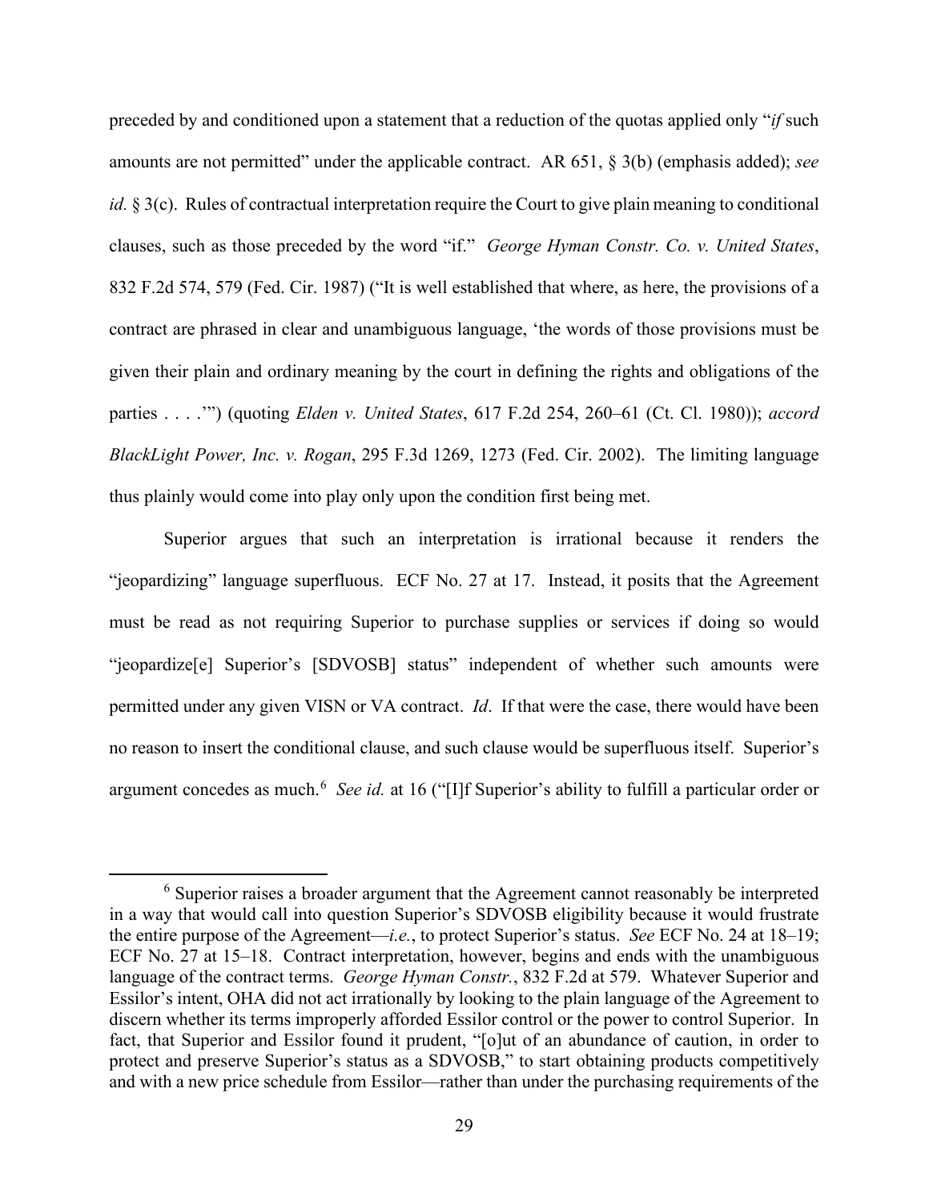preceded by and conditioned upon a statement that a reduction of the quotas applied only "*if* such amounts are not permitted" under the applicable contract. AR 651, § 3(b) (emphasis added); *see id.* § 3(c). Rules of contractual interpretation require the Court to give plain meaning to conditional clauses, such as those preceded by the word "if." *George Hyman Constr. Co. v. United States*, 832 F.2d 574, 579 (Fed. Cir. 1987) ("It is well established that where, as here, the provisions of a contract are phrased in clear and unambiguous language, 'the words of those provisions must be given their plain and ordinary meaning by the court in defining the rights and obligations of the parties . . . .'") (quoting *Elden v. United States*, 617 F.2d 254, 260–61 (Ct. Cl. 1980)); *accord BlackLight Power, Inc. v. Rogan*, 295 F.3d 1269, 1273 (Fed. Cir. 2002). The limiting language thus plainly would come into play only upon the condition first being met.

Superior argues that such an interpretation is irrational because it renders the "jeopardizing" language superfluous. ECF No. 27 at 17. Instead, it posits that the Agreement must be read as not requiring Superior to purchase supplies or services if doing so would "jeopardize[e] Superior's [SDVOSB] status" independent of whether such amounts were permitted under any given VISN or VA contract. *Id*. If that were the case, there would have been no reason to insert the conditional clause, and such clause would be superfluous itself. Superior's argument concedes as much.[6] *See id.* at 16 ("[I]f Superior's ability to fulfill a particular order or

[6] Superior raises a broader argument that the Agreement cannot reasonably be interpreted in a way that would call into question Superior's SDVOSB eligibility because it would frustrate the entire purpose of the Agreement—*i.e.*, to protect Superior's status. *See* ECF No. 24 at 18–19; ECF No. 27 at 15–18. Contract interpretation, however, begins and ends with the unambiguous language of the contract terms. *George Hyman Constr.*, 832 F.2d at 579. Whatever Superior and Essilor's intent, OHA did not act irrationally by looking to the plain language of the Agreement to discern whether its terms improperly afforded Essilor control or the power to control Superior. In fact, that Superior and Essilor found it prudent, "[o]ut of an abundance of caution, in order to protect and preserve Superior's status as a SDVOSB," to start obtaining products competitively and with a new price schedule from Essilor—rather than under the purchasing requirements of the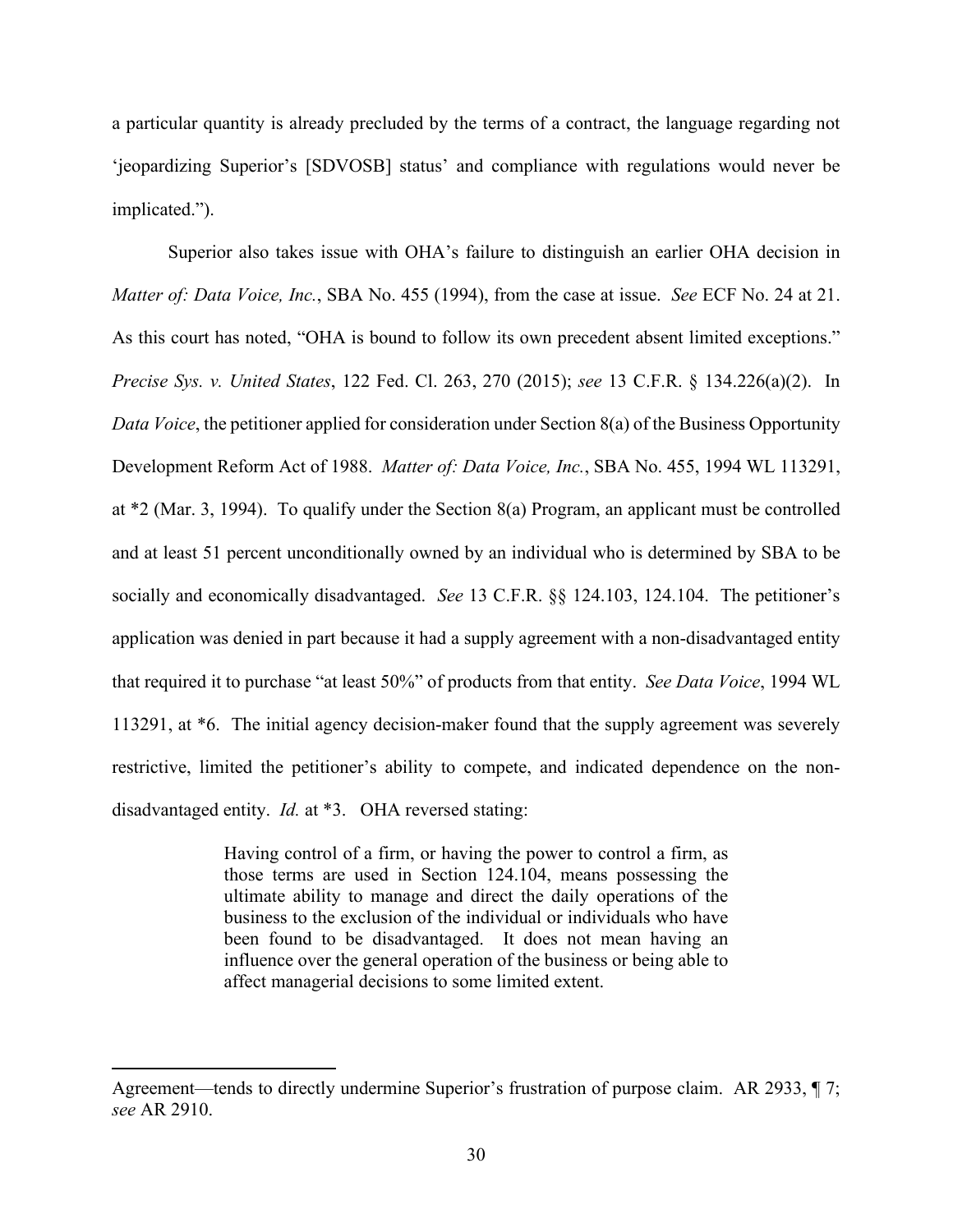a particular quantity is already precluded by the terms of a contract, the language regarding not 'jeopardizing Superior's [SDVOSB] status' and compliance with regulations would never be implicated.").

Superior also takes issue with OHA's failure to distinguish an earlier OHA decision in *Matter of: Data Voice, Inc.*, SBA No. 455 (1994), from the case at issue. *See* ECF No. 24 at 21. As this court has noted, "OHA is bound to follow its own precedent absent limited exceptions." *Precise Sys. v. United States*, 122 Fed. Cl. 263, 270 (2015); *see* 13 C.F.R. § 134.226(a)(2). In *Data Voice*, the petitioner applied for consideration under Section 8(a) of the Business Opportunity Development Reform Act of 1988. *Matter of: Data Voice, Inc.*, SBA No. 455, 1994 WL 113291, at *2 (Mar. 3, 1994). To qualify under the Section 8(a) Program, an applicant must be controlled and at least 51 percent unconditionally owned by an individual who is determined by SBA to be socially and economically disadvantaged. *See* 13 C.F.R. §§ 124.103, 124.104. The petitioner's application was denied in part because it had a supply agreement with a non-disadvantaged entity that required it to purchase "at least 50%" of products from that entity. *See Data Voice*, 1994 WL 113291, at *6. The initial agency decision-maker found that the supply agreement was severely restrictive, limited the petitioner's ability to compete, and indicated dependence on the non-disadvantaged entity. *Id.* at *3. OHA reversed stating:

> Having control of a firm, or having the power to control a firm, as those terms are used in Section 124.104, means possessing the ultimate ability to manage and direct the daily operations of the business to the exclusion of the individual or individuals who have been found to be disadvantaged. It does not mean having an influence over the general operation of the business or being able to affect managerial decisions to some limited extent.

---

Agreement—tends to directly undermine Superior's frustration of purpose claim. AR 2933, ¶ 7; *see* AR 2910.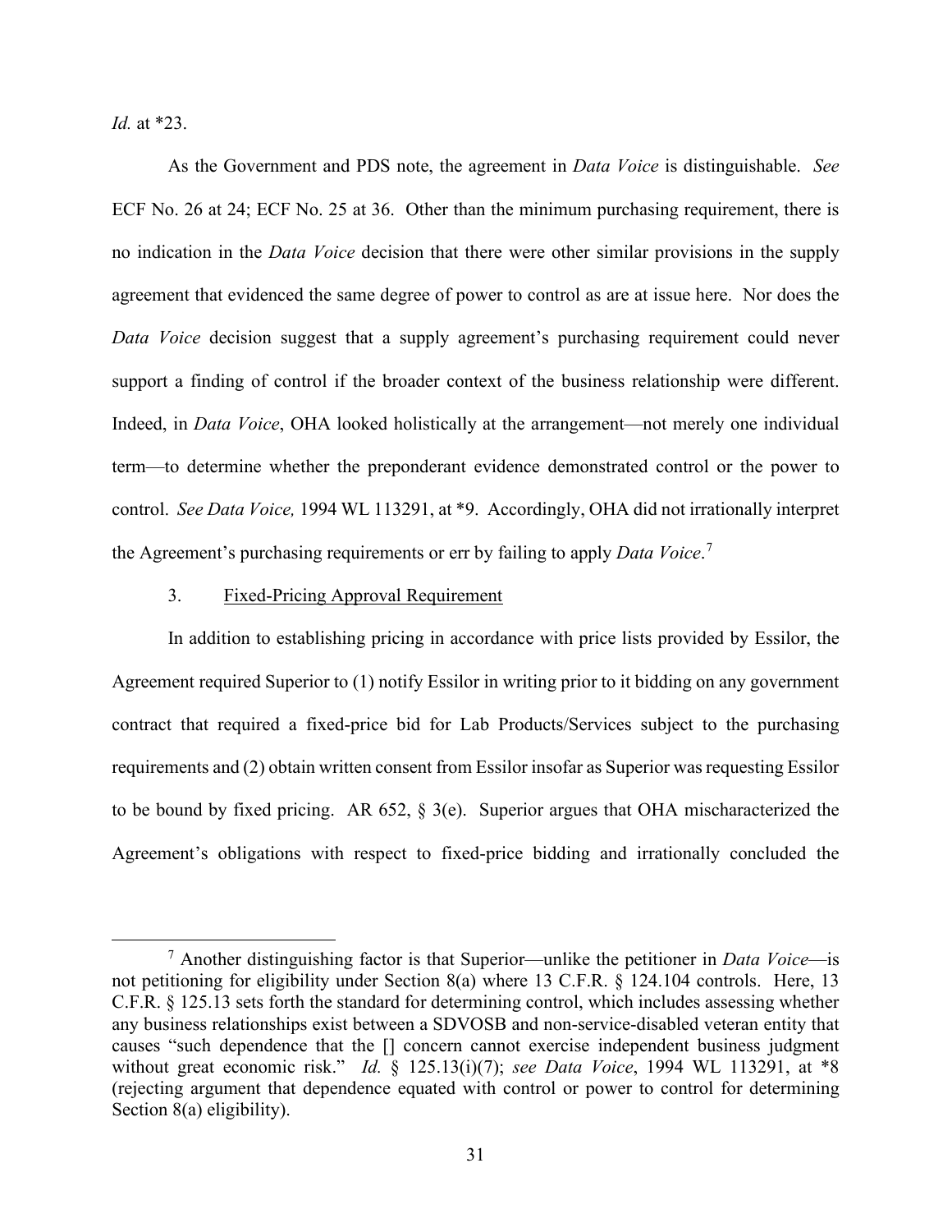*Id.* at *23.

As the Government and PDS note, the agreement in *Data Voice* is distinguishable. *See* ECF No. 26 at 24; ECF No. 25 at 36. Other than the minimum purchasing requirement, there is no indication in the *Data Voice* decision that there were other similar provisions in the supply agreement that evidenced the same degree of power to control as are at issue here. Nor does the *Data Voice* decision suggest that a supply agreement's purchasing requirement could never support a finding of control if the broader context of the business relationship were different. Indeed, in *Data Voice*, OHA looked holistically at the arrangement—not merely one individual term—to determine whether the preponderant evidence demonstrated control or the power to control. *See Data Voice,* 1994 WL 113291, at *9. Accordingly, OHA did not irrationally interpret the Agreement's purchasing requirements or err by failing to apply *Data Voice*.[7]

3. Fixed-Pricing Approval Requirement

In addition to establishing pricing in accordance with price lists provided by Essilor, the Agreement required Superior to (1) notify Essilor in writing prior to it bidding on any government contract that required a fixed-price bid for Lab Products/Services subject to the purchasing requirements and (2) obtain written consent from Essilor insofar as Superior was requesting Essilor to be bound by fixed pricing. AR 652, § 3(e). Superior argues that OHA mischaracterized the Agreement's obligations with respect to fixed-price bidding and irrationally concluded the

---

[7] Another distinguishing factor is that Superior—unlike the petitioner in *Data Voice*—is not petitioning for eligibility under Section 8(a) where 13 C.F.R. § 124.104 controls. Here, 13 C.F.R. § 125.13 sets forth the standard for determining control, which includes assessing whether any business relationships exist between a SDVOSB and non-service-disabled veteran entity that causes "such dependence that the [] concern cannot exercise independent business judgment without great economic risk." *Id.* § 125.13(i)(7); *see Data Voice*, 1994 WL 113291, at *8 (rejecting argument that dependence equated with control or power to control for determining Section 8(a) eligibility).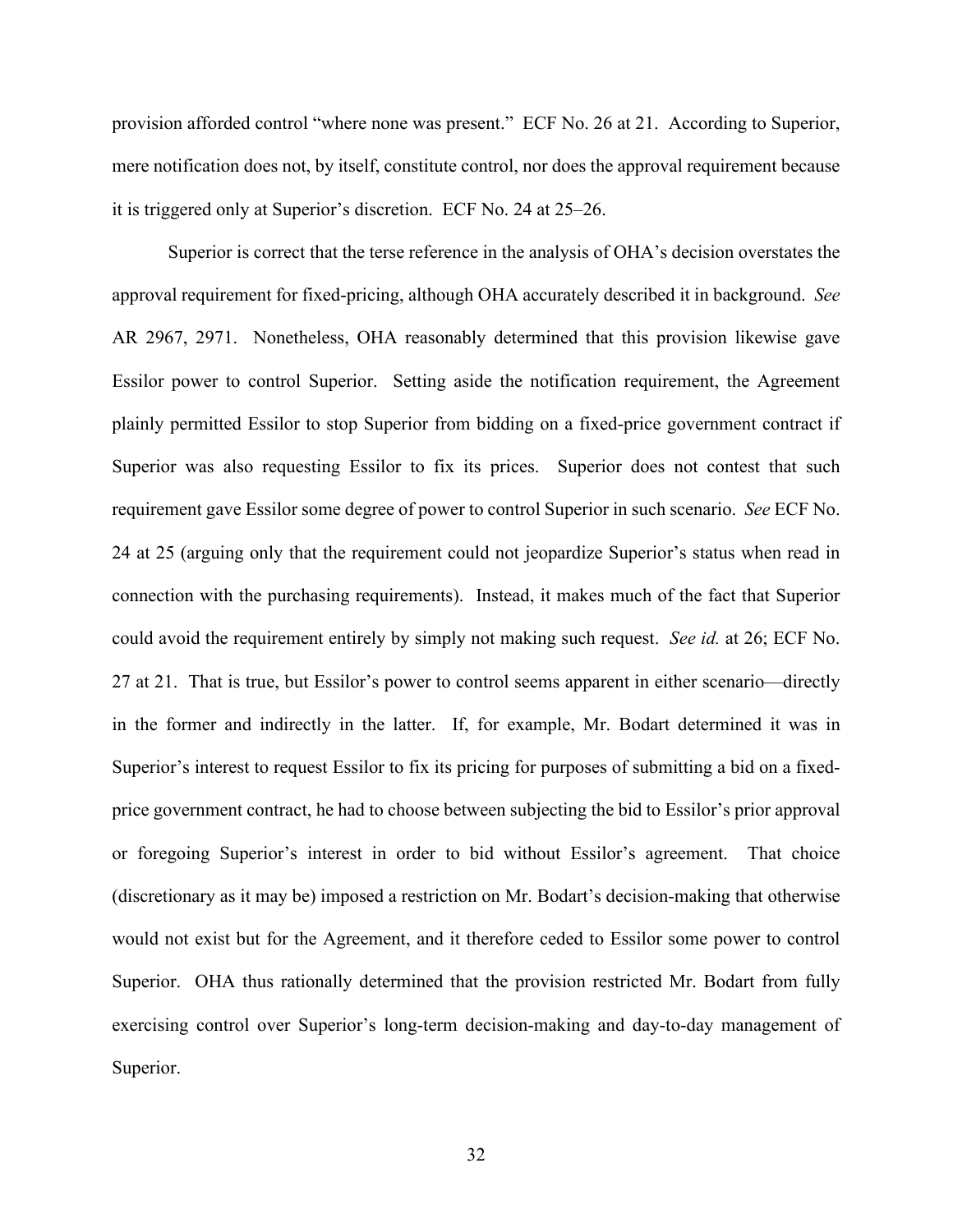provision afforded control "where none was present." ECF No. 26 at 21. According to Superior, mere notification does not, by itself, constitute control, nor does the approval requirement because it is triggered only at Superior's discretion. ECF No. 24 at 25–26.

Superior is correct that the terse reference in the analysis of OHA's decision overstates the approval requirement for fixed-pricing, although OHA accurately described it in background. *See* AR 2967, 2971. Nonetheless, OHA reasonably determined that this provision likewise gave Essilor power to control Superior. Setting aside the notification requirement, the Agreement plainly permitted Essilor to stop Superior from bidding on a fixed-price government contract if Superior was also requesting Essilor to fix its prices. Superior does not contest that such requirement gave Essilor some degree of power to control Superior in such scenario. *See* ECF No. 24 at 25 (arguing only that the requirement could not jeopardize Superior's status when read in connection with the purchasing requirements). Instead, it makes much of the fact that Superior could avoid the requirement entirely by simply not making such request. *See id.* at 26; ECF No. 27 at 21. That is true, but Essilor's power to control seems apparent in either scenario—directly in the former and indirectly in the latter. If, for example, Mr. Bodart determined it was in Superior's interest to request Essilor to fix its pricing for purposes of submitting a bid on a fixed-price government contract, he had to choose between subjecting the bid to Essilor's prior approval or foregoing Superior's interest in order to bid without Essilor's agreement. That choice (discretionary as it may be) imposed a restriction on Mr. Bodart's decision-making that otherwise would not exist but for the Agreement, and it therefore ceded to Essilor some power to control Superior. OHA thus rationally determined that the provision restricted Mr. Bodart from fully exercising control over Superior's long-term decision-making and day-to-day management of Superior.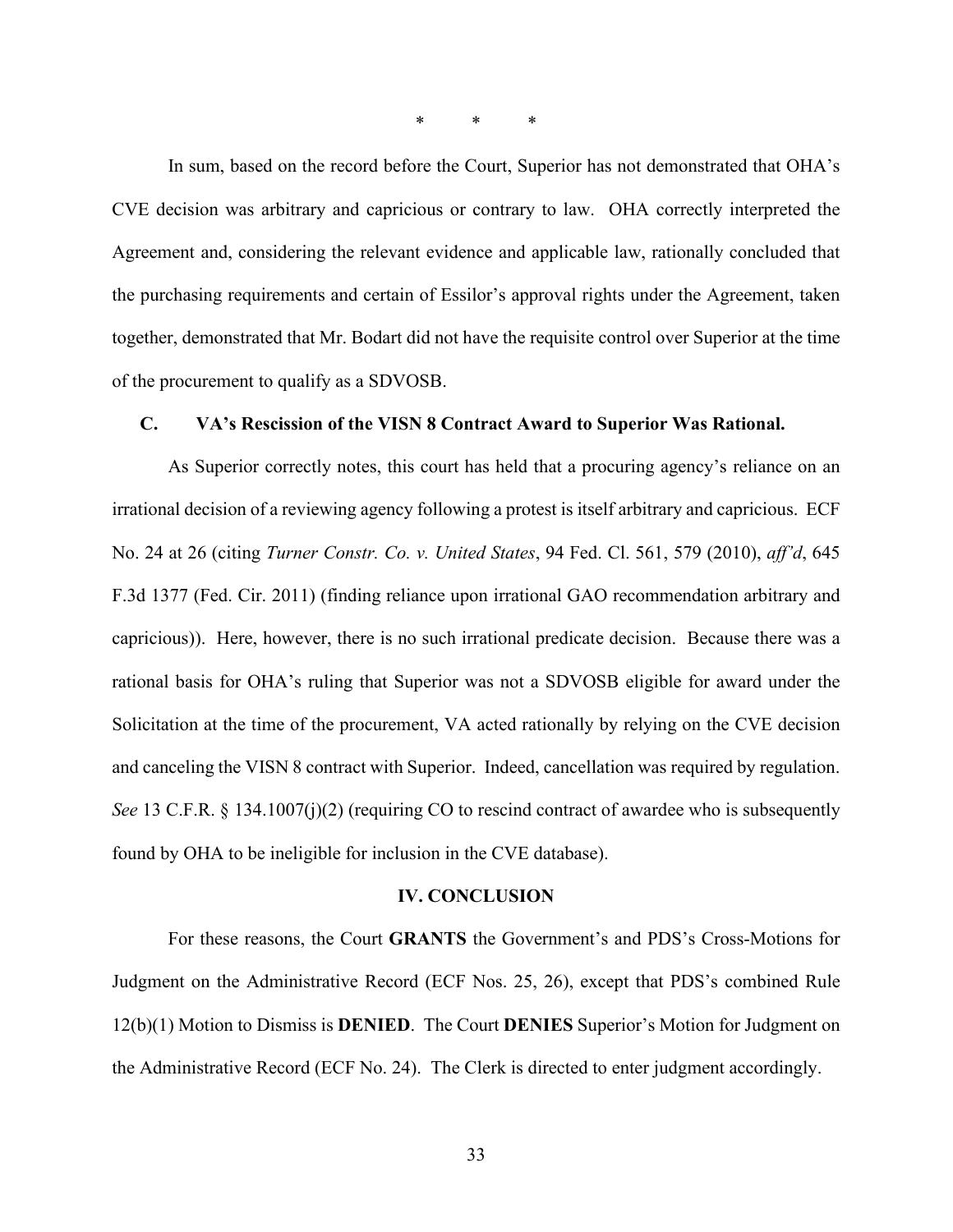\*         \*         \*

In sum, based on the record before the Court, Superior has not demonstrated that OHA's CVE decision was arbitrary and capricious or contrary to law. OHA correctly interpreted the Agreement and, considering the relevant evidence and applicable law, rationally concluded that the purchasing requirements and certain of Essilor's approval rights under the Agreement, taken together, demonstrated that Mr. Bodart did not have the requisite control over Superior at the time of the procurement to qualify as a SDVOSB.

### C. VA's Rescission of the VISN 8 Contract Award to Superior Was Rational.

As Superior correctly notes, this court has held that a procuring agency's reliance on an irrational decision of a reviewing agency following a protest is itself arbitrary and capricious. ECF No. 24 at 26 (citing *Turner Constr. Co. v. United States*, 94 Fed. Cl. 561, 579 (2010), *aff'd*, 645 F.3d 1377 (Fed. Cir. 2011) (finding reliance upon irrational GAO recommendation arbitrary and capricious)). Here, however, there is no such irrational predicate decision. Because there was a rational basis for OHA's ruling that Superior was not a SDVOSB eligible for award under the Solicitation at the time of the procurement, VA acted rationally by relying on the CVE decision and canceling the VISN 8 contract with Superior. Indeed, cancellation was required by regulation. *See* 13 C.F.R. § 134.1007(j)(2) (requiring CO to rescind contract of awardee who is subsequently found by OHA to be ineligible for inclusion in the CVE database).

## IV. CONCLUSION

For these reasons, the Court **GRANTS** the Government's and PDS's Cross-Motions for Judgment on the Administrative Record (ECF Nos. 25, 26), except that PDS's combined Rule 12(b)(1) Motion to Dismiss is **DENIED**. The Court **DENIES** Superior's Motion for Judgment on the Administrative Record (ECF No. 24). The Clerk is directed to enter judgment accordingly.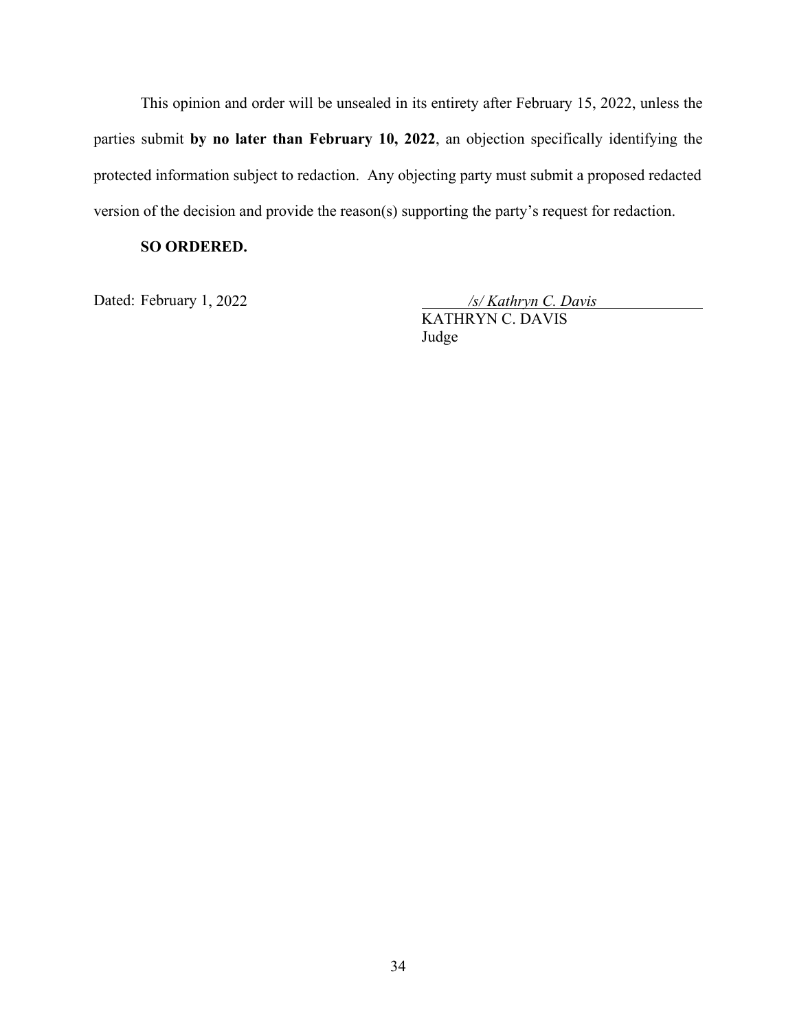This opinion and order will be unsealed in its entirety after February 15, 2022, unless the parties submit **by no later than February 10, 2022**, an objection specifically identifying the protected information subject to redaction. Any objecting party must submit a proposed redacted version of the decision and provide the reason(s) supporting the party's request for redaction.

**SO ORDERED.**

Dated: February 1, 2022

*/s/ Kathryn C. Davis*
KATHRYN C. DAVIS
Judge